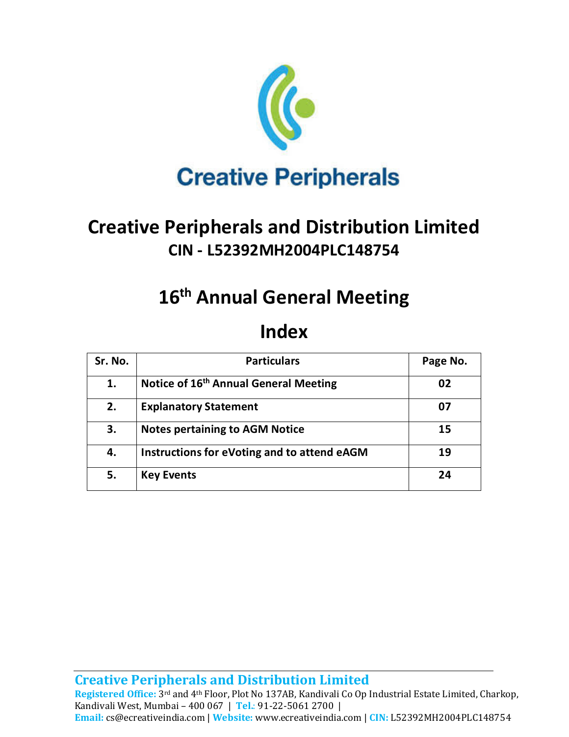Creative Peripherals

# Creative Peripherals and Distribution Limited

## CIN - L52392MH2004PLC148754

# 16th Annual General Meeting

## Index

| Sr. No. | Particulars | Page No. |
|---|---|---|
| 1. | Notice of 16th Annual General Meeting | 02 |
| 2. | Explanatory Statement | 07 |
| 3. | Notes pertaining to AGM Notice | 15 |
| 4. | Instructions for eVoting and to attend eAGM | 19 |
| 5. | Key Events | 24 |

**Creative Peripherals and Distribution Limited**

**Registered Office:** 3rd and 4th Floor, Plot No 137AB, Kandivali Co Op Industrial Estate Limited, Charkop, Kandivali West, Mumbai – 400 067 | **Tel.:** 91-22-5061 2700 | **Email:** cs@ecreativeindia.com | **Website:** www.ecreativeindia.com | **CIN:** L52392MH2004PLC148754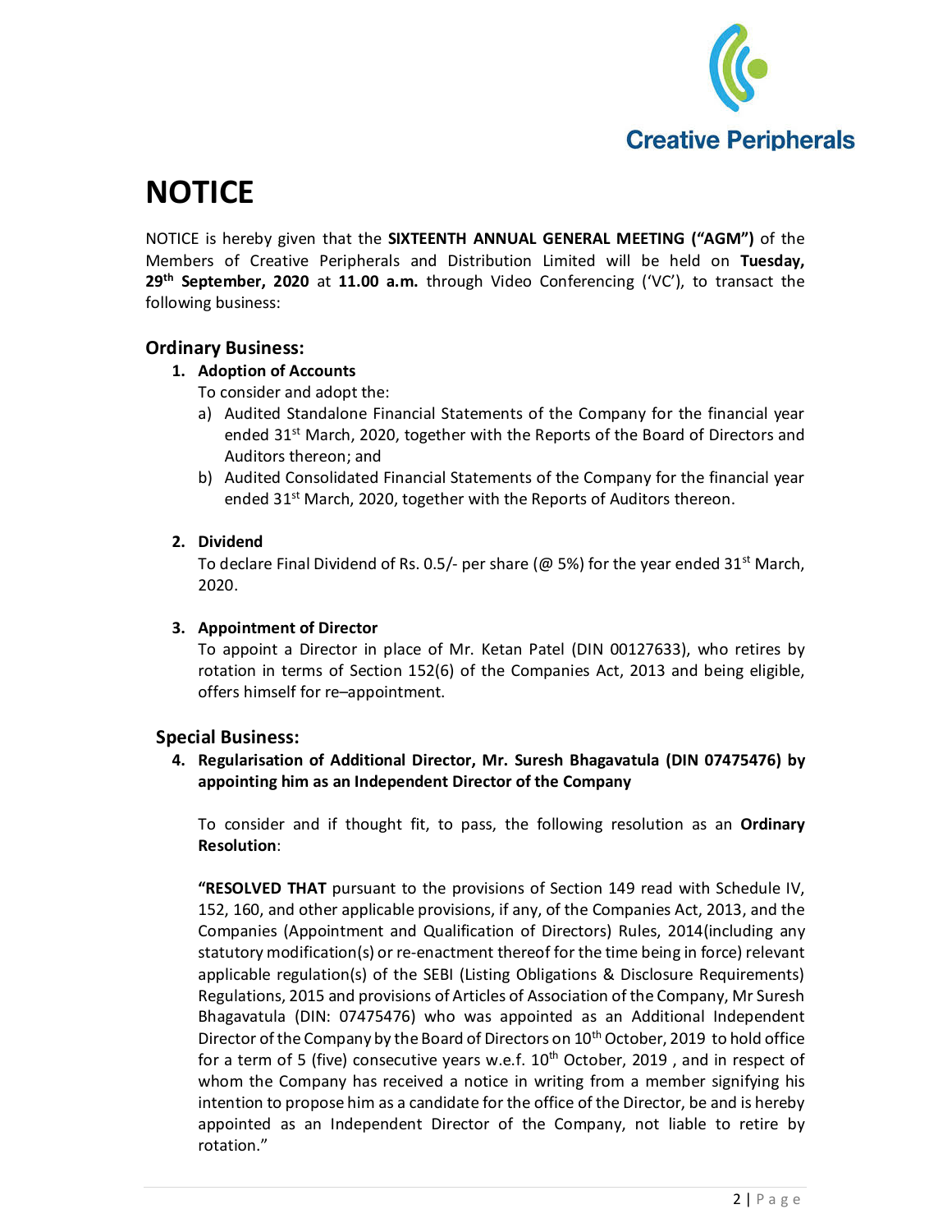# NOTICE

NOTICE is hereby given that the **SIXTEENTH ANNUAL GENERAL MEETING ("AGM")** of the Members of Creative Peripherals and Distribution Limited will be held on **Tuesday, 29th September, 2020** at **11.00 a.m.** through Video Conferencing ('VC'), to transact the following business:

## Ordinary Business:

1. **Adoption of Accounts**
   
   To consider and adopt the:
   
   a) Audited Standalone Financial Statements of the Company for the financial year ended 31st March, 2020, together with the Reports of the Board of Directors and Auditors thereon; and
   
   b) Audited Consolidated Financial Statements of the Company for the financial year ended 31st March, 2020, together with the Reports of Auditors thereon.

2. **Dividend**
   
   To declare Final Dividend of Rs. 0.5/- per share (@ 5%) for the year ended 31st March, 2020.

3. **Appointment of Director**
   
   To appoint a Director in place of Mr. Ketan Patel (DIN 00127633), who retires by rotation in terms of Section 152(6) of the Companies Act, 2013 and being eligible, offers himself for re–appointment.

## Special Business:

4. **Regularisation of Additional Director, Mr. Suresh Bhagavatula (DIN 07475476) by appointing him as an Independent Director of the Company**
   
   To consider and if thought fit, to pass, the following resolution as an **Ordinary Resolution**:
   
   **"RESOLVED THAT** pursuant to the provisions of Section 149 read with Schedule IV, 152, 160, and other applicable provisions, if any, of the Companies Act, 2013, and the Companies (Appointment and Qualification of Directors) Rules, 2014(including any statutory modification(s) or re-enactment thereof for the time being in force) relevant applicable regulation(s) of the SEBI (Listing Obligations & Disclosure Requirements) Regulations, 2015 and provisions of Articles of Association of the Company, Mr Suresh Bhagavatula (DIN: 07475476) who was appointed as an Additional Independent Director of the Company by the Board of Directors on 10th October, 2019 to hold office for a term of 5 (five) consecutive years w.e.f. 10th October, 2019 , and in respect of whom the Company has received a notice in writing from a member signifying his intention to propose him as a candidate for the office of the Director, be and is hereby appointed as an Independent Director of the Company, not liable to retire by rotation."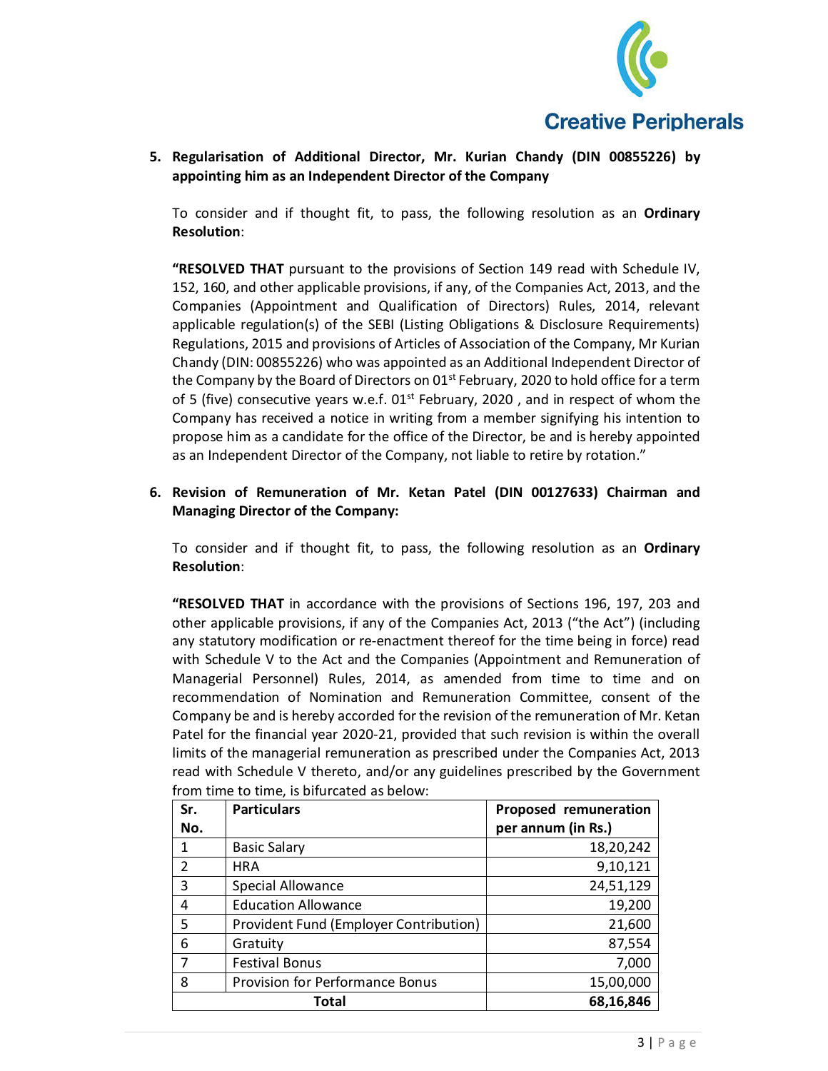**5. Regularisation of Additional Director, Mr. Kurian Chandy (DIN 00855226) by appointing him as an Independent Director of the Company**

To consider and if thought fit, to pass, the following resolution as an **Ordinary Resolution**:

**"RESOLVED THAT** pursuant to the provisions of Section 149 read with Schedule IV, 152, 160, and other applicable provisions, if any, of the Companies Act, 2013, and the Companies (Appointment and Qualification of Directors) Rules, 2014, relevant applicable regulation(s) of the SEBI (Listing Obligations & Disclosure Requirements) Regulations, 2015 and provisions of Articles of Association of the Company, Mr Kurian Chandy (DIN: 00855226) who was appointed as an Additional Independent Director of the Company by the Board of Directors on 01st February, 2020 to hold office for a term of 5 (five) consecutive years w.e.f. 01st February, 2020 , and in respect of whom the Company has received a notice in writing from a member signifying his intention to propose him as a candidate for the office of the Director, be and is hereby appointed as an Independent Director of the Company, not liable to retire by rotation."

**6. Revision of Remuneration of Mr. Ketan Patel (DIN 00127633) Chairman and Managing Director of the Company:**

To consider and if thought fit, to pass, the following resolution as an **Ordinary Resolution**:

**"RESOLVED THAT** in accordance with the provisions of Sections 196, 197, 203 and other applicable provisions, if any of the Companies Act, 2013 ("the Act") (including any statutory modification or re-enactment thereof for the time being in force) read with Schedule V to the Act and the Companies (Appointment and Remuneration of Managerial Personnel) Rules, 2014, as amended from time to time and on recommendation of Nomination and Remuneration Committee, consent of the Company be and is hereby accorded for the revision of the remuneration of Mr. Ketan Patel for the financial year 2020-21, provided that such revision is within the overall limits of the managerial remuneration as prescribed under the Companies Act, 2013 read with Schedule V thereto, and/or any guidelines prescribed by the Government from time to time, is bifurcated as below:

| Sr. No. | Particulars | Proposed remuneration per annum (in Rs.) |
|---|---|---|
| 1 | Basic Salary | 18,20,242 |
| 2 | HRA | 9,10,121 |
| 3 | Special Allowance | 24,51,129 |
| 4 | Education Allowance | 19,200 |
| 5 | Provident Fund (Employer Contribution) | 21,600 |
| 6 | Gratuity | 87,554 |
| 7 | Festival Bonus | 7,000 |
| 8 | Provision for Performance Bonus | 15,00,000 |
| **Total** | | **68,16,846** |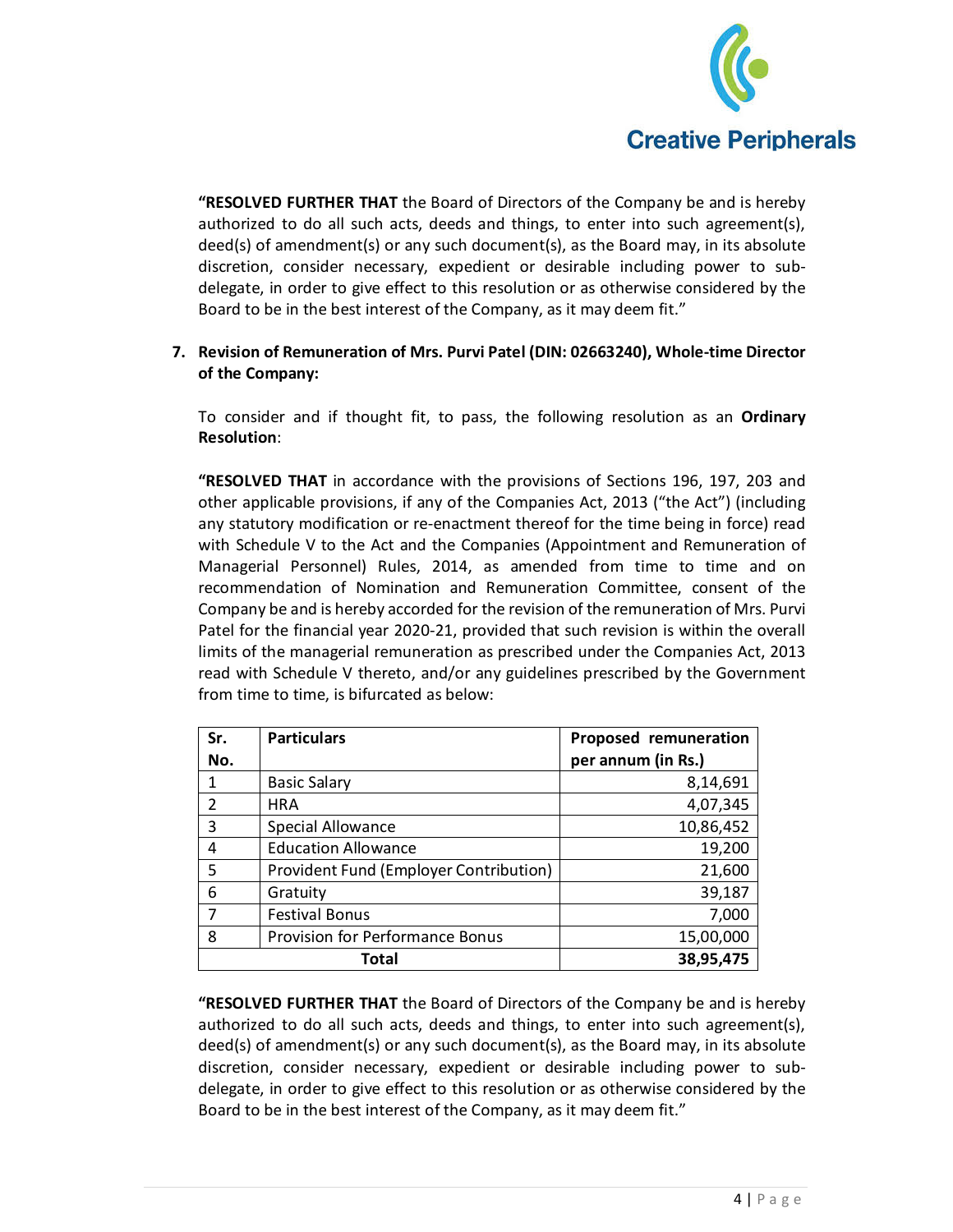"**RESOLVED FURTHER THAT** the Board of Directors of the Company be and is hereby authorized to do all such acts, deeds and things, to enter into such agreement(s), deed(s) of amendment(s) or any such document(s), as the Board may, in its absolute discretion, consider necessary, expedient or desirable including power to sub-delegate, in order to give effect to this resolution or as otherwise considered by the Board to be in the best interest of the Company, as it may deem fit."

**7. Revision of Remuneration of Mrs. Purvi Patel (DIN: 02663240), Whole-time Director of the Company:**

To consider and if thought fit, to pass, the following resolution as an **Ordinary Resolution**:

"**RESOLVED THAT** in accordance with the provisions of Sections 196, 197, 203 and other applicable provisions, if any of the Companies Act, 2013 ("the Act") (including any statutory modification or re-enactment thereof for the time being in force) read with Schedule V to the Act and the Companies (Appointment and Remuneration of Managerial Personnel) Rules, 2014, as amended from time to time and on recommendation of Nomination and Remuneration Committee, consent of the Company be and is hereby accorded for the revision of the remuneration of Mrs. Purvi Patel for the financial year 2020-21, provided that such revision is within the overall limits of the managerial remuneration as prescribed under the Companies Act, 2013 read with Schedule V thereto, and/or any guidelines prescribed by the Government from time to time, is bifurcated as below:

| Sr. No. | Particulars | Proposed remuneration per annum (in Rs.) |
|---|---|---|
| 1 | Basic Salary | 8,14,691 |
| 2 | HRA | 4,07,345 |
| 3 | Special Allowance | 10,86,452 |
| 4 | Education Allowance | 19,200 |
| 5 | Provident Fund (Employer Contribution) | 21,600 |
| 6 | Gratuity | 39,187 |
| 7 | Festival Bonus | 7,000 |
| 8 | Provision for Performance Bonus | 15,00,000 |
| **Total** | | **38,95,475** |

"**RESOLVED FURTHER THAT** the Board of Directors of the Company be and is hereby authorized to do all such acts, deeds and things, to enter into such agreement(s), deed(s) of amendment(s) or any such document(s), as the Board may, in its absolute discretion, consider necessary, expedient or desirable including power to sub-delegate, in order to give effect to this resolution or as otherwise considered by the Board to be in the best interest of the Company, as it may deem fit."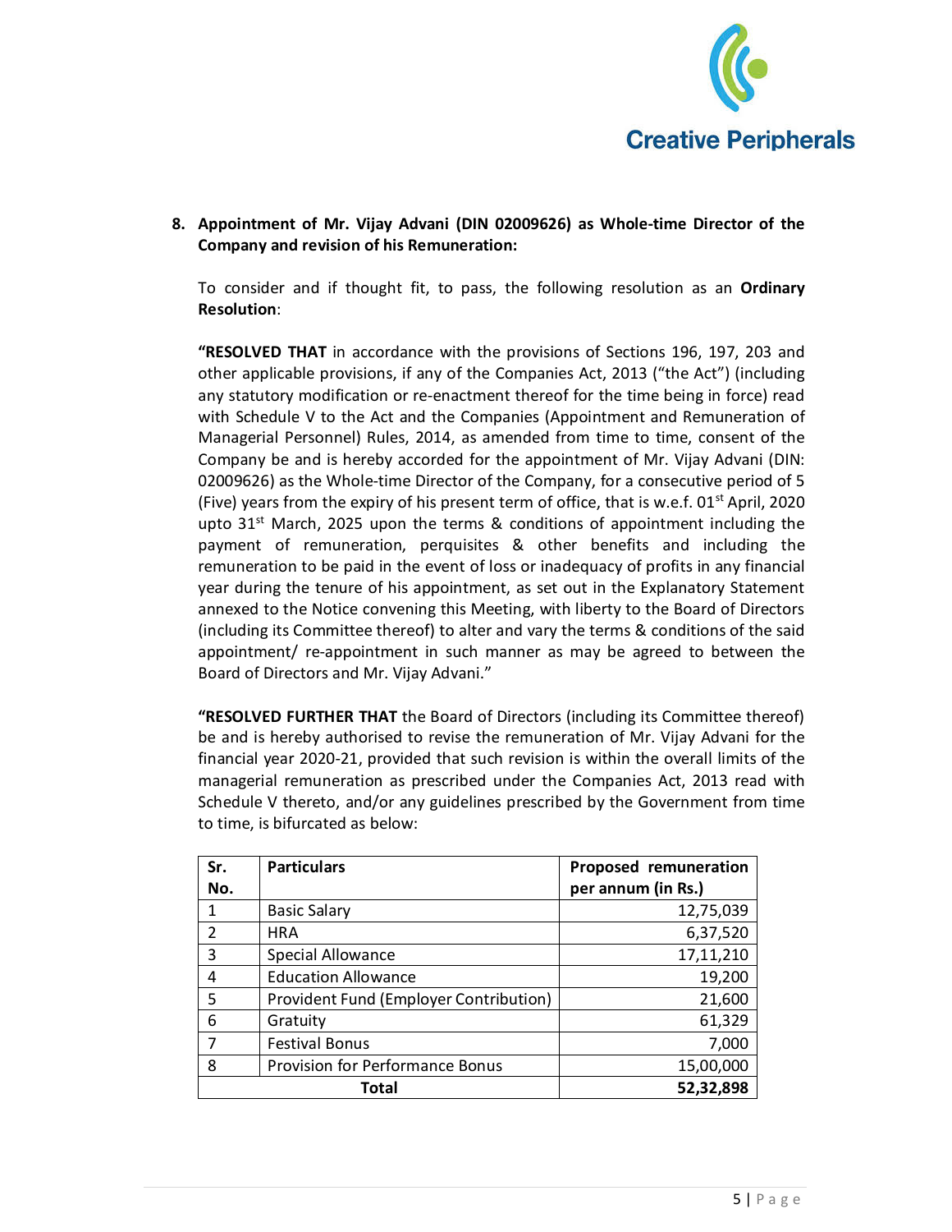**8. Appointment of Mr. Vijay Advani (DIN 02009626) as Whole-time Director of the Company and revision of his Remuneration:**

To consider and if thought fit, to pass, the following resolution as an **Ordinary Resolution**:

**"RESOLVED THAT** in accordance with the provisions of Sections 196, 197, 203 and other applicable provisions, if any of the Companies Act, 2013 ("the Act") (including any statutory modification or re-enactment thereof for the time being in force) read with Schedule V to the Act and the Companies (Appointment and Remuneration of Managerial Personnel) Rules, 2014, as amended from time to time, consent of the Company be and is hereby accorded for the appointment of Mr. Vijay Advani (DIN: 02009626) as the Whole-time Director of the Company, for a consecutive period of 5 (Five) years from the expiry of his present term of office, that is w.e.f. 01st April, 2020 upto 31st March, 2025 upon the terms & conditions of appointment including the payment of remuneration, perquisites & other benefits and including the remuneration to be paid in the event of loss or inadequacy of profits in any financial year during the tenure of his appointment, as set out in the Explanatory Statement annexed to the Notice convening this Meeting, with liberty to the Board of Directors (including its Committee thereof) to alter and vary the terms & conditions of the said appointment/ re-appointment in such manner as may be agreed to between the Board of Directors and Mr. Vijay Advani."

**"RESOLVED FURTHER THAT** the Board of Directors (including its Committee thereof) be and is hereby authorised to revise the remuneration of Mr. Vijay Advani for the financial year 2020-21, provided that such revision is within the overall limits of the managerial remuneration as prescribed under the Companies Act, 2013 read with Schedule V thereto, and/or any guidelines prescribed by the Government from time to time, is bifurcated as below:

| Sr. No. | Particulars | Proposed remuneration per annum (in Rs.) |
|---|---|---|
| 1 | Basic Salary | 12,75,039 |
| 2 | HRA | 6,37,520 |
| 3 | Special Allowance | 17,11,210 |
| 4 | Education Allowance | 19,200 |
| 5 | Provident Fund (Employer Contribution) | 21,600 |
| 6 | Gratuity | 61,329 |
| 7 | Festival Bonus | 7,000 |
| 8 | Provision for Performance Bonus | 15,00,000 |
| **Total** | | **52,32,898** |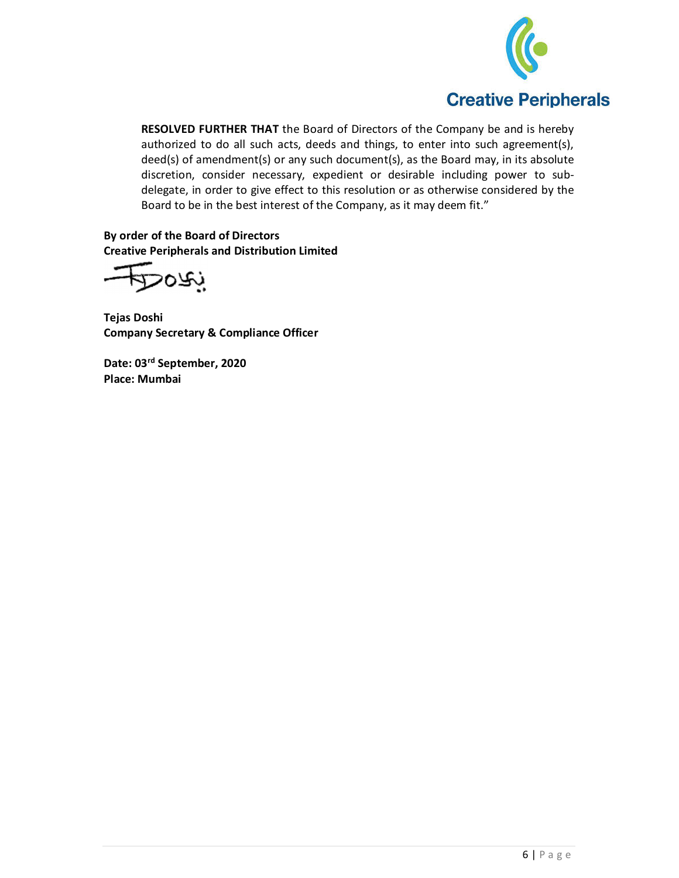**RESOLVED FURTHER THAT** the Board of Directors of the Company be and is hereby authorized to do all such acts, deeds and things, to enter into such agreement(s), deed(s) of amendment(s) or any such document(s), as the Board may, in its absolute discretion, consider necessary, expedient or desirable including power to sub-delegate, in order to give effect to this resolution or as otherwise considered by the Board to be in the best interest of the Company, as it may deem fit."

**By order of the Board of Directors**
**Creative Peripherals and Distribution Limited**

**Tejas Doshi**
**Company Secretary & Compliance Officer**

**Date: 03rd September, 2020**
**Place: Mumbai**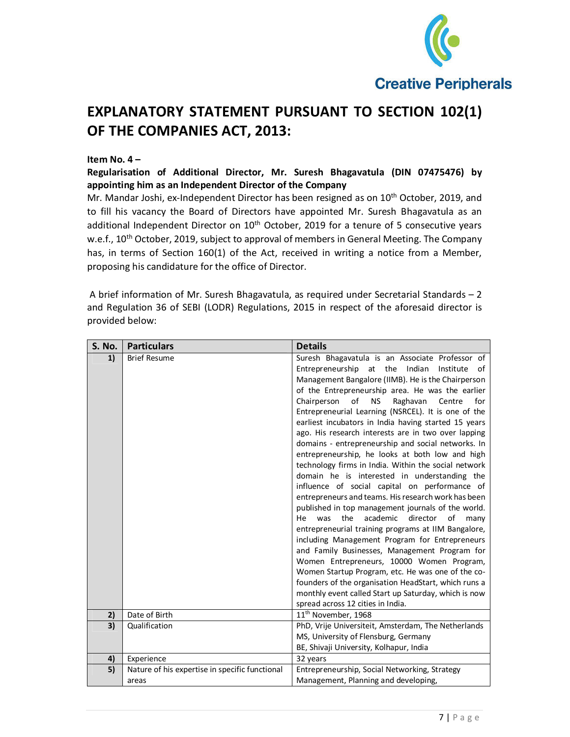## EXPLANATORY STATEMENT PURSUANT TO SECTION 102(1) OF THE COMPANIES ACT, 2013:

**Item No. 4 –**

**Regularisation of Additional Director, Mr. Suresh Bhagavatula (DIN 07475476) by appointing him as an Independent Director of the Company**

Mr. Mandar Joshi, ex-Independent Director has been resigned as on 10th October, 2019, and to fill his vacancy the Board of Directors have appointed Mr. Suresh Bhagavatula as an additional Independent Director on 10th October, 2019 for a tenure of 5 consecutive years w.e.f., 10th October, 2019, subject to approval of members in General Meeting. The Company has, in terms of Section 160(1) of the Act, received in writing a notice from a Member, proposing his candidature for the office of Director.

A brief information of Mr. Suresh Bhagavatula, as required under Secretarial Standards – 2 and Regulation 36 of SEBI (LODR) Regulations, 2015 in respect of the aforesaid director is provided below:

| S. No. | Particulars | Details |
|---|---|---|
| 1) | Brief Resume | Suresh Bhagavatula is an Associate Professor of Entrepreneurship at the Indian Institute of Management Bangalore (IIMB). He is the Chairperson of the Entrepreneurship area. He was the earlier Chairperson of NS Raghavan Centre for Entrepreneurial Learning (NSRCEL). It is one of the earliest incubators in India having started 15 years ago. His research interests are in two over lapping domains - entrepreneurship and social networks. In entrepreneurship, he looks at both low and high technology firms in India. Within the social network domain he is interested in understanding the influence of social capital on performance of entrepreneurs and teams. His research work has been published in top management journals of the world. He was the academic director of many entrepreneurial training programs at IIM Bangalore, including Management Program for Entrepreneurs and Family Businesses, Management Program for Women Entrepreneurs, 10000 Women Program, Women Startup Program, etc. He was one of the co-founders of the organisation HeadStart, which runs a monthly event called Start up Saturday, which is now spread across 12 cities in India. |
| 2) | Date of Birth | 11th November, 1968 |
| 3) | Qualification | PhD, Vrije Universiteit, Amsterdam, The Netherlands<br>MS, University of Flensburg, Germany<br>BE, Shivaji University, Kolhapur, India |
| 4) | Experience | 32 years |
| 5) | Nature of his expertise in specific functional areas | Entrepreneurship, Social Networking, Strategy Management, Planning and developing, |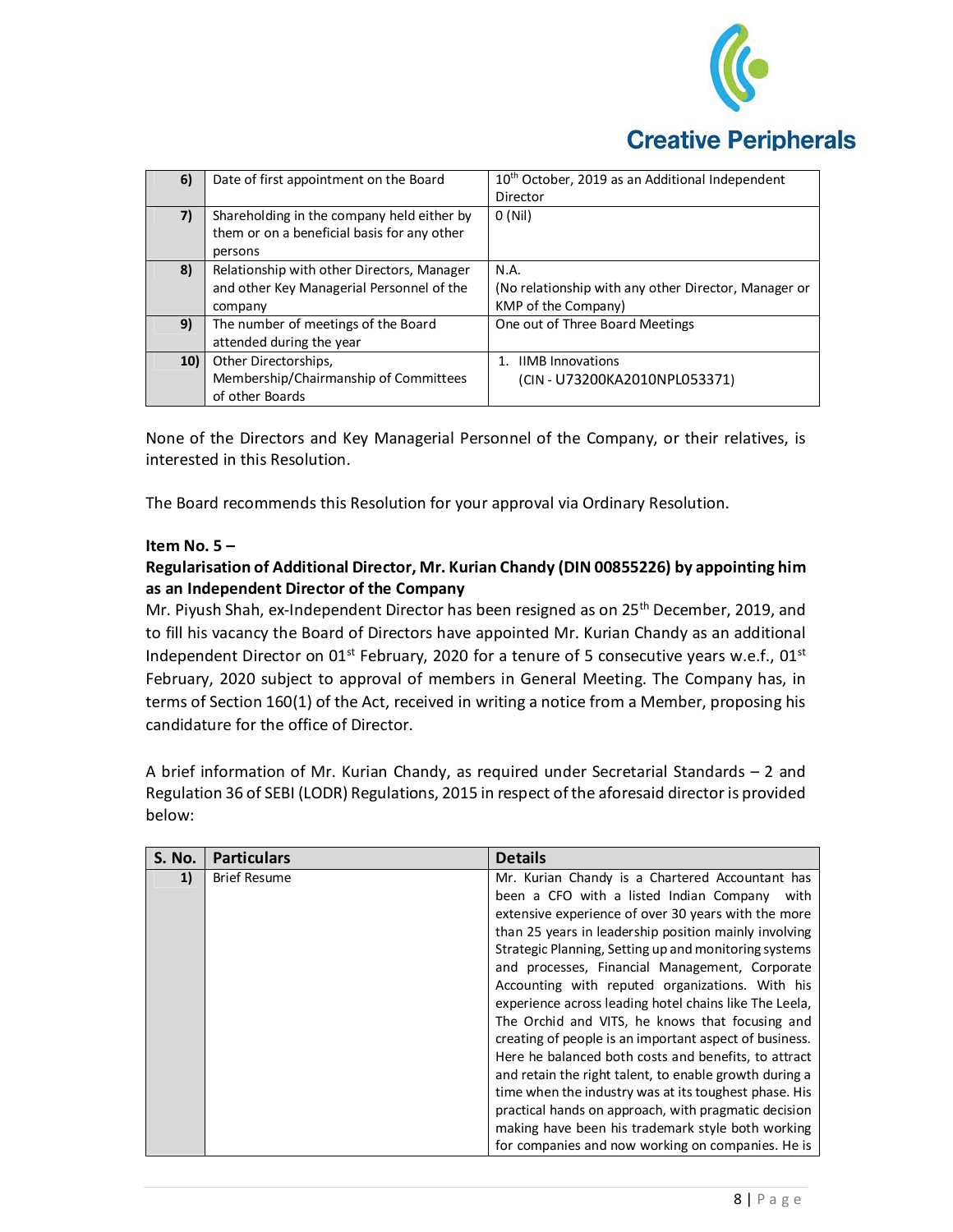| | | |
|---|---|---|
| **6)** | Date of first appointment on the Board | 10th October, 2019 as an Additional Independent Director |
| **7)** | Shareholding in the company held either by them or on a beneficial basis for any other persons | 0 (Nil) |
| **8)** | Relationship with other Directors, Manager and other Key Managerial Personnel of the company | N.A.<br>(No relationship with any other Director, Manager or KMP of the Company) |
| **9)** | The number of meetings of the Board attended during the year | One out of Three Board Meetings |
| **10)** | Other Directorships, Membership/Chairmanship of Committees of other Boards | 1. IIMB Innovations<br>(CIN - U73200KA2010NPL053371) |

None of the Directors and Key Managerial Personnel of the Company, or their relatives, is interested in this Resolution.

The Board recommends this Resolution for your approval via Ordinary Resolution.

**Item No. 5 –**

**Regularisation of Additional Director, Mr. Kurian Chandy (DIN 00855226) by appointing him as an Independent Director of the Company**

Mr. Piyush Shah, ex-Independent Director has been resigned as on 25th December, 2019, and to fill his vacancy the Board of Directors have appointed Mr. Kurian Chandy as an additional Independent Director on 01st February, 2020 for a tenure of 5 consecutive years w.e.f., 01st February, 2020 subject to approval of members in General Meeting. The Company has, in terms of Section 160(1) of the Act, received in writing a notice from a Member, proposing his candidature for the office of Director.

A brief information of Mr. Kurian Chandy, as required under Secretarial Standards – 2 and Regulation 36 of SEBI (LODR) Regulations, 2015 in respect of the aforesaid director is provided below:

| S. No. | Particulars | Details |
|---|---|---|
| **1)** | Brief Resume | Mr. Kurian Chandy is a Chartered Accountant has been a CFO with a listed Indian Company with extensive experience of over 30 years with the more than 25 years in leadership position mainly involving Strategic Planning, Setting up and monitoring systems and processes, Financial Management, Corporate Accounting with reputed organizations. With his experience across leading hotel chains like The Leela, The Orchid and VITS, he knows that focusing and creating of people is an important aspect of business. Here he balanced both costs and benefits, to attract and retain the right talent, to enable growth during a time when the industry was at its toughest phase. His practical hands on approach, with pragmatic decision making have been his trademark style both working for companies and now working on companies. He is |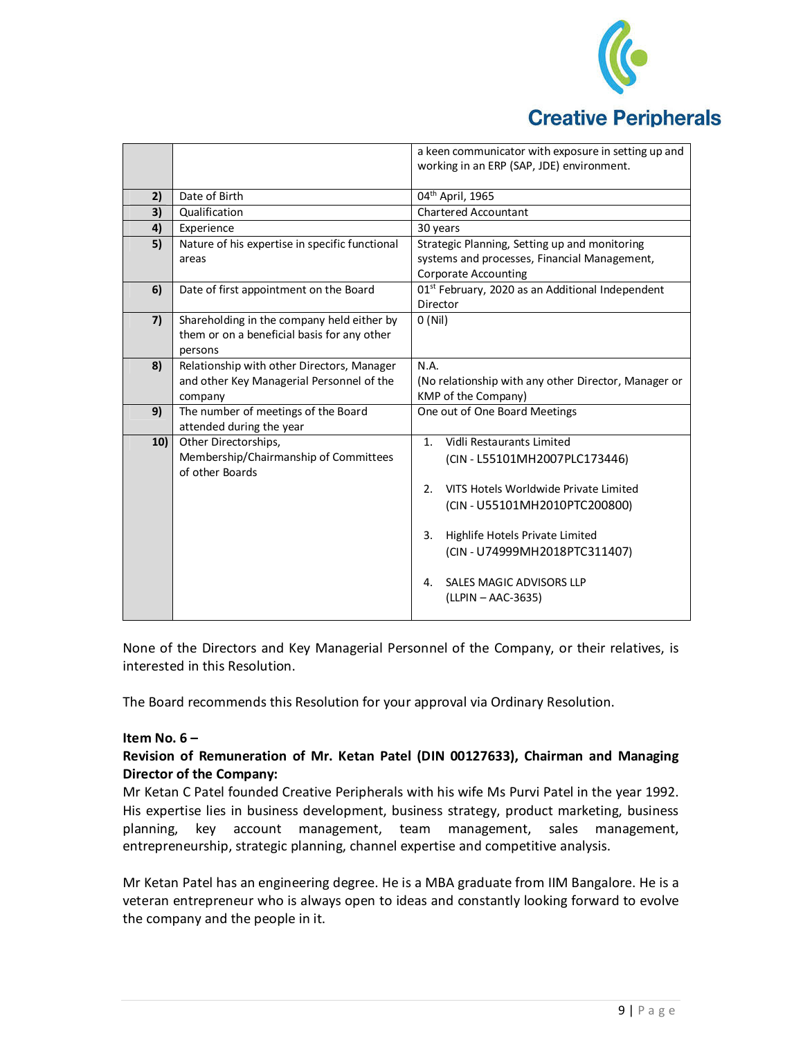| | | a keen communicator with exposure in setting up and working in an ERP (SAP, JDE) environment. |
|---|---|---|
| **2)** | Date of Birth | 04th April, 1965 |
| **3)** | Qualification | Chartered Accountant |
| **4)** | Experience | 30 years |
| **5)** | Nature of his expertise in specific functional areas | Strategic Planning, Setting up and monitoring systems and processes, Financial Management, Corporate Accounting |
| **6)** | Date of first appointment on the Board | 01st February, 2020 as an Additional Independent Director |
| **7)** | Shareholding in the company held either by them or on a beneficial basis for any other persons | 0 (Nil) |
| **8)** | Relationship with other Directors, Manager and other Key Managerial Personnel of the company | N.A.<br>(No relationship with any other Director, Manager or KMP of the Company) |
| **9)** | The number of meetings of the Board attended during the year | One out of One Board Meetings |
| **10)** | Other Directorships, Membership/Chairmanship of Committees of other Boards | 1. Vidli Restaurants Limited (CIN - L55101MH2007PLC173446)<br><br>2. VITS Hotels Worldwide Private Limited (CIN - U55101MH2010PTC200800)<br><br>3. Highlife Hotels Private Limited (CIN - U74999MH2018PTC311407)<br><br>4. SALES MAGIC ADVISORS LLP (LLPIN – AAC-3635) |

None of the Directors and Key Managerial Personnel of the Company, or their relatives, is interested in this Resolution.

The Board recommends this Resolution for your approval via Ordinary Resolution.

**Item No. 6 –**

**Revision of Remuneration of Mr. Ketan Patel (DIN 00127633), Chairman and Managing Director of the Company:**

Mr Ketan C Patel founded Creative Peripherals with his wife Ms Purvi Patel in the year 1992. His expertise lies in business development, business strategy, product marketing, business planning, key account management, team management, sales management, entrepreneurship, strategic planning, channel expertise and competitive analysis.

Mr Ketan Patel has an engineering degree. He is a MBA graduate from IIM Bangalore. He is a veteran entrepreneur who is always open to ideas and constantly looking forward to evolve the company and the people in it.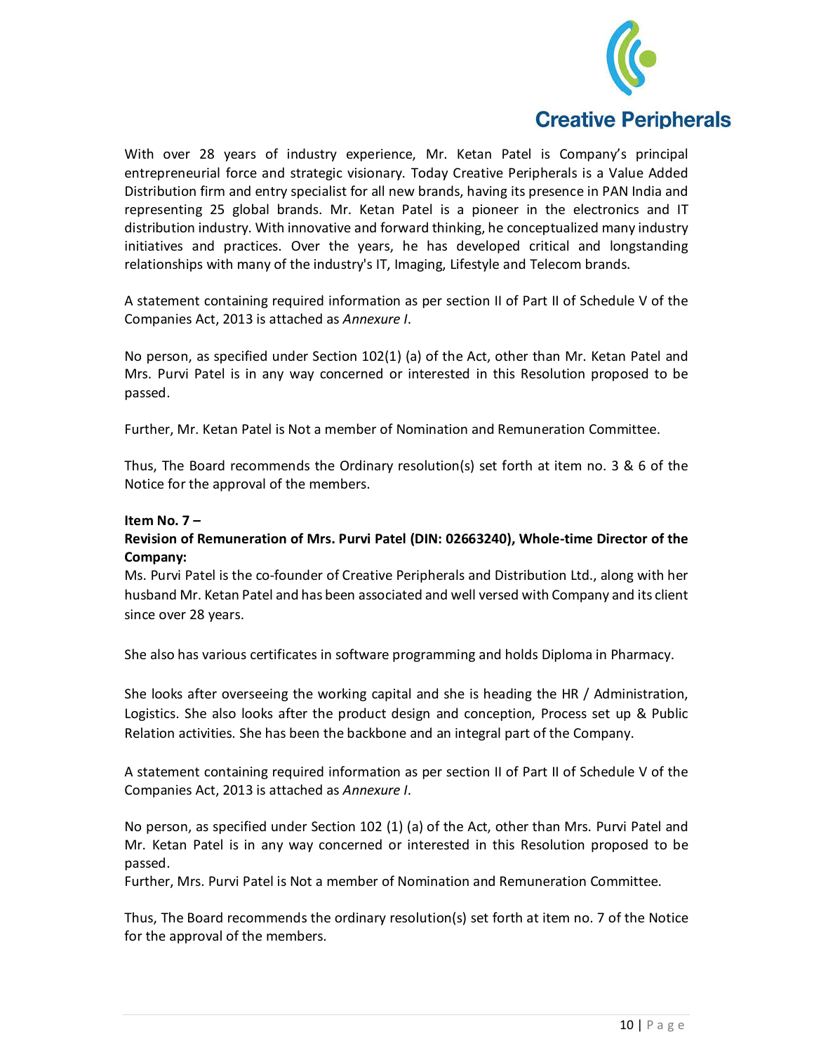With over 28 years of industry experience, Mr. Ketan Patel is Company's principal entrepreneurial force and strategic visionary. Today Creative Peripherals is a Value Added Distribution firm and entry specialist for all new brands, having its presence in PAN India and representing 25 global brands. Mr. Ketan Patel is a pioneer in the electronics and IT distribution industry. With innovative and forward thinking, he conceptualized many industry initiatives and practices. Over the years, he has developed critical and longstanding relationships with many of the industry's IT, Imaging, Lifestyle and Telecom brands.

A statement containing required information as per section II of Part II of Schedule V of the Companies Act, 2013 is attached as *Annexure I*.

No person, as specified under Section 102(1) (a) of the Act, other than Mr. Ketan Patel and Mrs. Purvi Patel is in any way concerned or interested in this Resolution proposed to be passed.

Further, Mr. Ketan Patel is Not a member of Nomination and Remuneration Committee.

Thus, The Board recommends the Ordinary resolution(s) set forth at item no. 3 & 6 of the Notice for the approval of the members.

**Item No. 7 –**

**Revision of Remuneration of Mrs. Purvi Patel (DIN: 02663240), Whole-time Director of the Company:**

Ms. Purvi Patel is the co-founder of Creative Peripherals and Distribution Ltd., along with her husband Mr. Ketan Patel and has been associated and well versed with Company and its client since over 28 years.

She also has various certificates in software programming and holds Diploma in Pharmacy.

She looks after overseeing the working capital and she is heading the HR / Administration, Logistics. She also looks after the product design and conception, Process set up & Public Relation activities. She has been the backbone and an integral part of the Company.

A statement containing required information as per section II of Part II of Schedule V of the Companies Act, 2013 is attached as *Annexure I*.

No person, as specified under Section 102 (1) (a) of the Act, other than Mrs. Purvi Patel and Mr. Ketan Patel is in any way concerned or interested in this Resolution proposed to be passed.

Further, Mrs. Purvi Patel is Not a member of Nomination and Remuneration Committee.

Thus, The Board recommends the ordinary resolution(s) set forth at item no. 7 of the Notice for the approval of the members.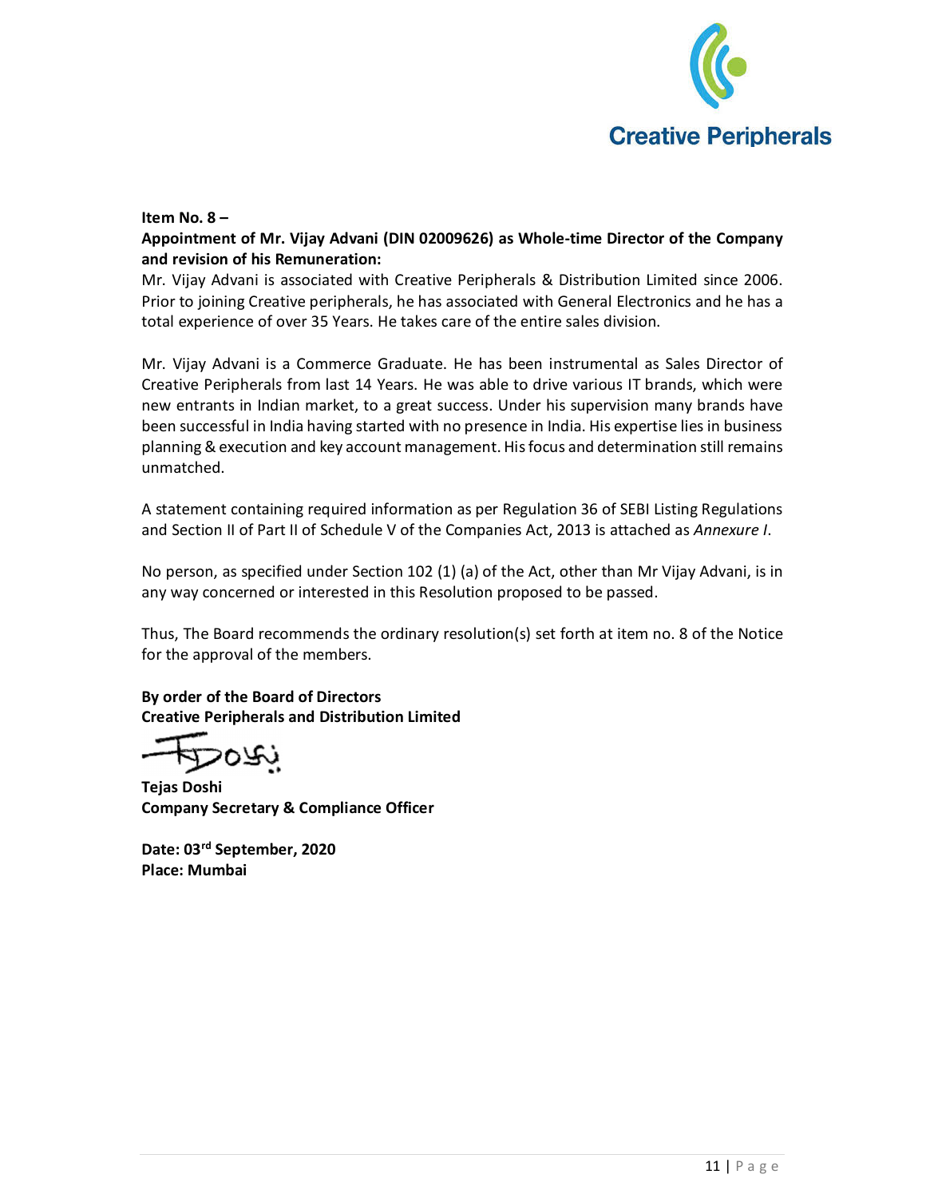**Item No. 8 –**

**Appointment of Mr. Vijay Advani (DIN 02009626) as Whole-time Director of the Company and revision of his Remuneration:**

Mr. Vijay Advani is associated with Creative Peripherals & Distribution Limited since 2006. Prior to joining Creative peripherals, he has associated with General Electronics and he has a total experience of over 35 Years. He takes care of the entire sales division.

Mr. Vijay Advani is a Commerce Graduate. He has been instrumental as Sales Director of Creative Peripherals from last 14 Years. He was able to drive various IT brands, which were new entrants in Indian market, to a great success. Under his supervision many brands have been successful in India having started with no presence in India. His expertise lies in business planning & execution and key account management. His focus and determination still remains unmatched.

A statement containing required information as per Regulation 36 of SEBI Listing Regulations and Section II of Part II of Schedule V of the Companies Act, 2013 is attached as *Annexure I*.

No person, as specified under Section 102 (1) (a) of the Act, other than Mr Vijay Advani, is in any way concerned or interested in this Resolution proposed to be passed.

Thus, The Board recommends the ordinary resolution(s) set forth at item no. 8 of the Notice for the approval of the members.

**By order of the Board of Directors**
**Creative Peripherals and Distribution Limited**

**Tejas Doshi**
**Company Secretary & Compliance Officer**

**Date: 03rd September, 2020**
**Place: Mumbai**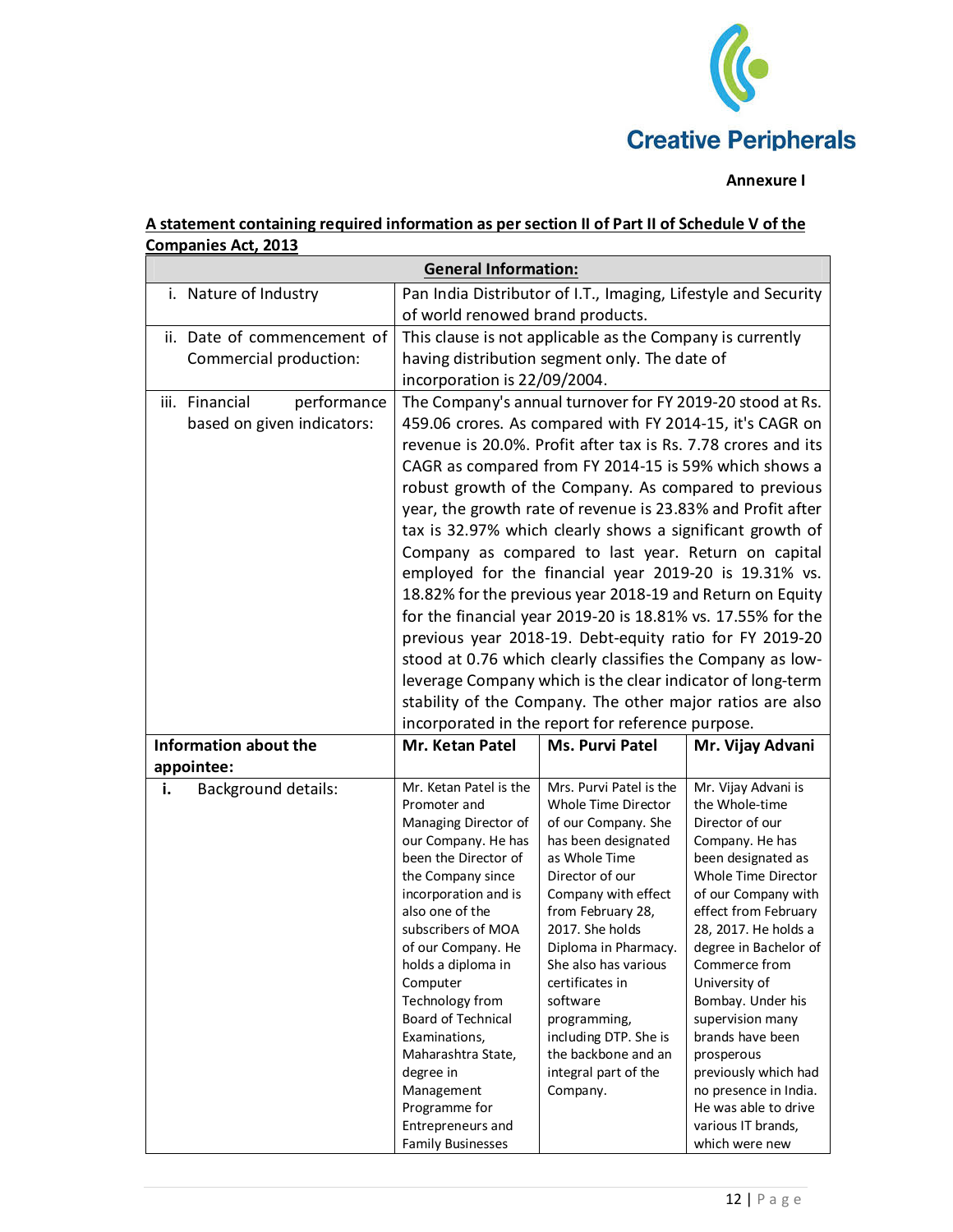Creative Peripherals

**Annexure I**

**A statement containing required information as per section II of Part II of Schedule V of the Companies Act, 2013**

| **General Information:** | | | |
|---|---|---|---|
| i. Nature of Industry | Pan India Distributor of I.T., Imaging, Lifestyle and Security of world renowned brand products. | | |
| ii. Date of commencement of Commercial production: | This clause is not applicable as the Company is currently having distribution segment only. The date of incorporation is 22/09/2004. | | |
| iii. Financial performance based on given indicators: | The Company's annual turnover for FY 2019-20 stood at Rs. 459.06 crores. As compared with FY 2014-15, it's CAGR on revenue is 20.0%. Profit after tax is Rs. 7.78 crores and its CAGR as compared from FY 2014-15 is 59% which shows a robust growth of the Company. As compared to previous year, the growth rate of revenue is 23.83% and Profit after tax is 32.97% which clearly shows a significant growth of Company as compared to last year. Return on capital employed for the financial year 2019-20 is 19.31% vs. 18.82% for the previous year 2018-19 and Return on Equity for the financial year 2019-20 is 18.81% vs. 17.55% for the previous year 2018-19. Debt-equity ratio for FY 2019-20 stood at 0.76 which clearly classifies the Company as low-leverage Company which is the clear indicator of long-term stability of the Company. The other major ratios are also incorporated in the report for reference purpose. | | |
| **Information about the appointee:** | **Mr. Ketan Patel** | **Ms. Purvi Patel** | **Mr. Vijay Advani** |
| **i.** Background details: | Mr. Ketan Patel is the Promoter and Managing Director of our Company. He has been the Director of the Company since incorporation and is also one of the subscribers of MOA of our Company. He holds a diploma in Computer Technology from Board of Technical Examinations, Maharashtra State, degree in Management Programme for Entrepreneurs and Family Businesses | Mrs. Purvi Patel is the Whole Time Director of our Company. She has been designated as Whole Time Director of our Company with effect from February 28, 2017. She holds Diploma in Pharmacy. She also has various certificates in software programming, including DTP. She is the backbone and an integral part of the Company. | Mr. Vijay Advani is the Whole-time Director of our Company. He has been designated as Whole Time Director of our Company with effect from February 28, 2017. He holds a degree in Bachelor of Commerce from University of Bombay. Under his supervision many brands have been prosperous previously which had no presence in India. He was able to drive various IT brands, which were new |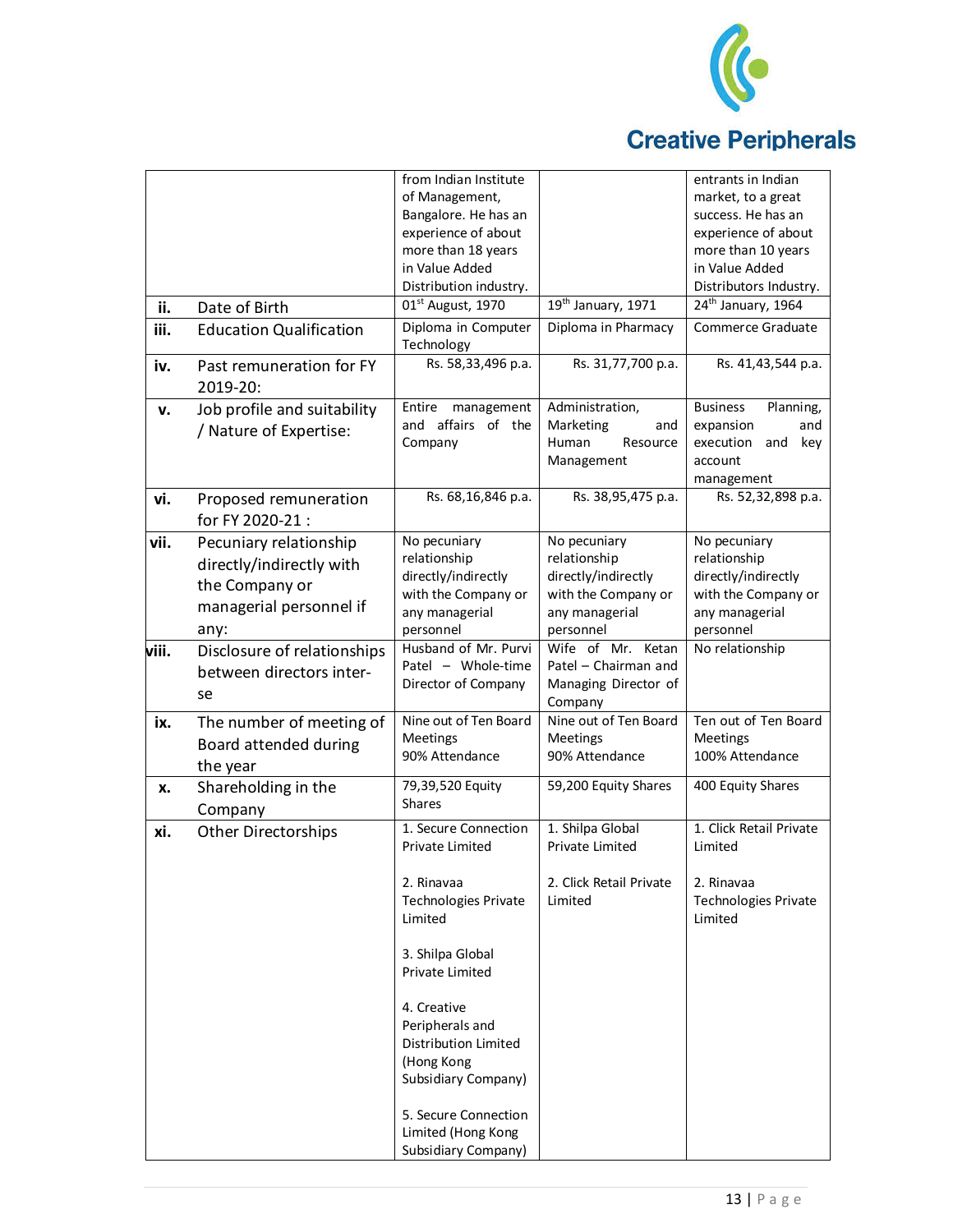| | | | | |
|---|---|---|---|---|
| | | from Indian Institute of Management, Bangalore. He has an experience of about more than 18 years in Value Added Distribution industry. | | entrants in Indian market, to a great success. He has an experience of about more than 10 years in Value Added Distributors Industry. |
| ii. | Date of Birth | 01st August, 1970 | 19th January, 1971 | 24th January, 1964 |
| iii. | Education Qualification | Diploma in Computer Technology | Diploma in Pharmacy | Commerce Graduate |
| iv. | Past remuneration for FY 2019-20: | Rs. 58,33,496 p.a. | Rs. 31,77,700 p.a. | Rs. 41,43,544 p.a. |
| v. | Job profile and suitability / Nature of Expertise: | Entire management and affairs of the Company | Administration, Marketing and Human Resource Management | Business Planning, expansion and execution and key account management |
| vi. | Proposed remuneration for FY 2020-21 : | Rs. 68,16,846 p.a. | Rs. 38,95,475 p.a. | Rs. 52,32,898 p.a. |
| vii. | Pecuniary relationship directly/indirectly with the Company or managerial personnel if any: | No pecuniary relationship directly/indirectly with the Company or any managerial personnel | No pecuniary relationship directly/indirectly with the Company or any managerial personnel | No pecuniary relationship directly/indirectly with the Company or any managerial personnel |
| viii. | Disclosure of relationships between directors inter-se | Husband of Mr. Purvi Patel – Whole-time Director of Company | Wife of Mr. Ketan Patel – Chairman and Managing Director of Company | No relationship |
| ix. | The number of meeting of Board attended during the year | Nine out of Ten Board Meetings 90% Attendance | Nine out of Ten Board Meetings 90% Attendance | Ten out of Ten Board Meetings 100% Attendance |
| x. | Shareholding in the Company | 79,39,520 Equity Shares | 59,200 Equity Shares | 400 Equity Shares |
| xi. | Other Directorships | 1. Secure Connection Private Limited<br><br>2. Rinavaa Technologies Private Limited<br><br>3. Shilpa Global Private Limited<br><br>4. Creative Peripherals and Distribution Limited (Hong Kong Subsidiary Company)<br><br>5. Secure Connection Limited (Hong Kong Subsidiary Company) | 1. Shilpa Global Private Limited<br><br>2. Click Retail Private Limited | 1. Click Retail Private Limited<br><br>2. Rinavaa Technologies Private Limited |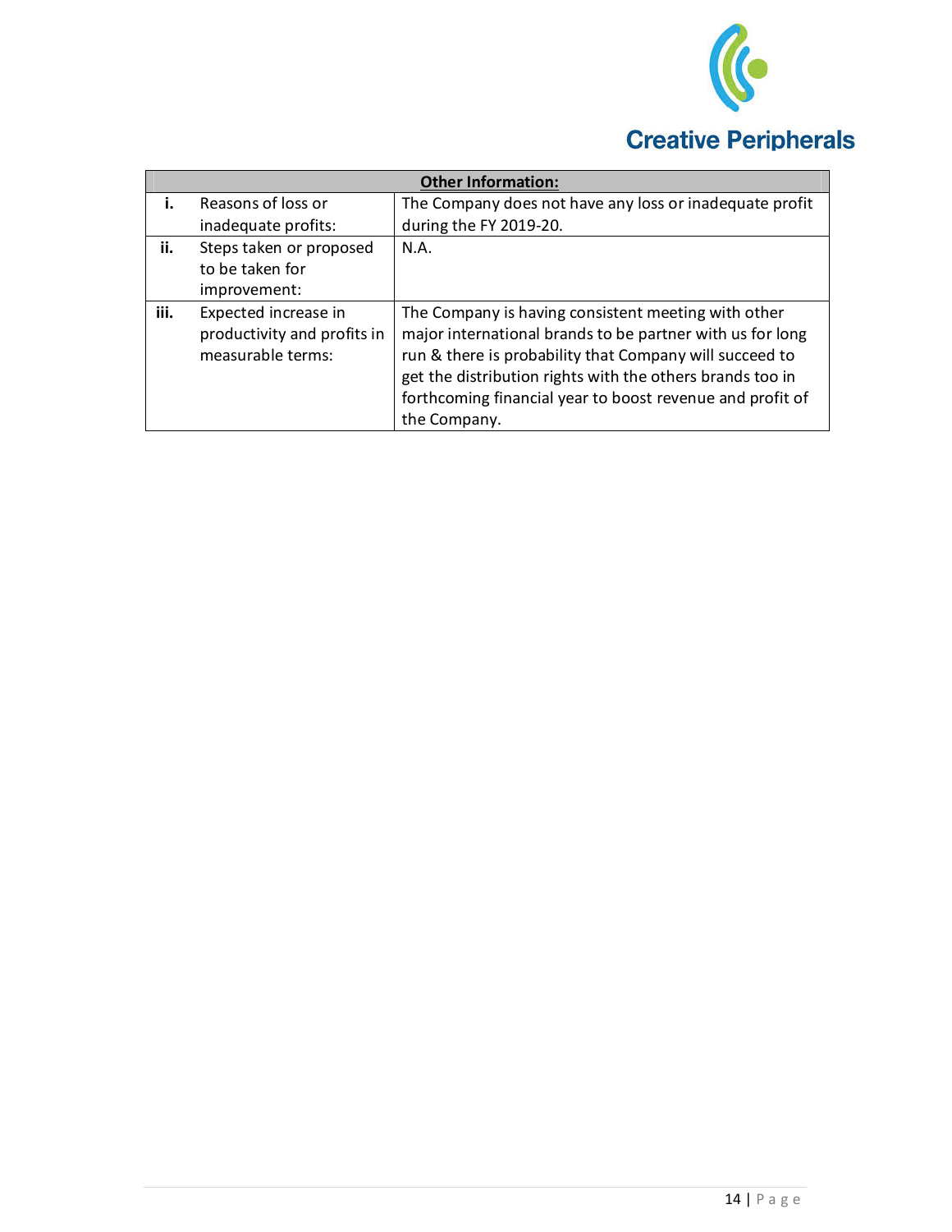| Other Information: | | |
|---|---|---|
| i. | Reasons of loss or inadequate profits: | The Company does not have any loss or inadequate profit during the FY 2019-20. |
| ii. | Steps taken or proposed to be taken for improvement: | N.A. |
| iii. | Expected increase in productivity and profits in measurable terms: | The Company is having consistent meeting with other major international brands to be partner with us for long run & there is probability that Company will succeed to get the distribution rights with the others brands too in forthcoming financial year to boost revenue and profit of the Company. |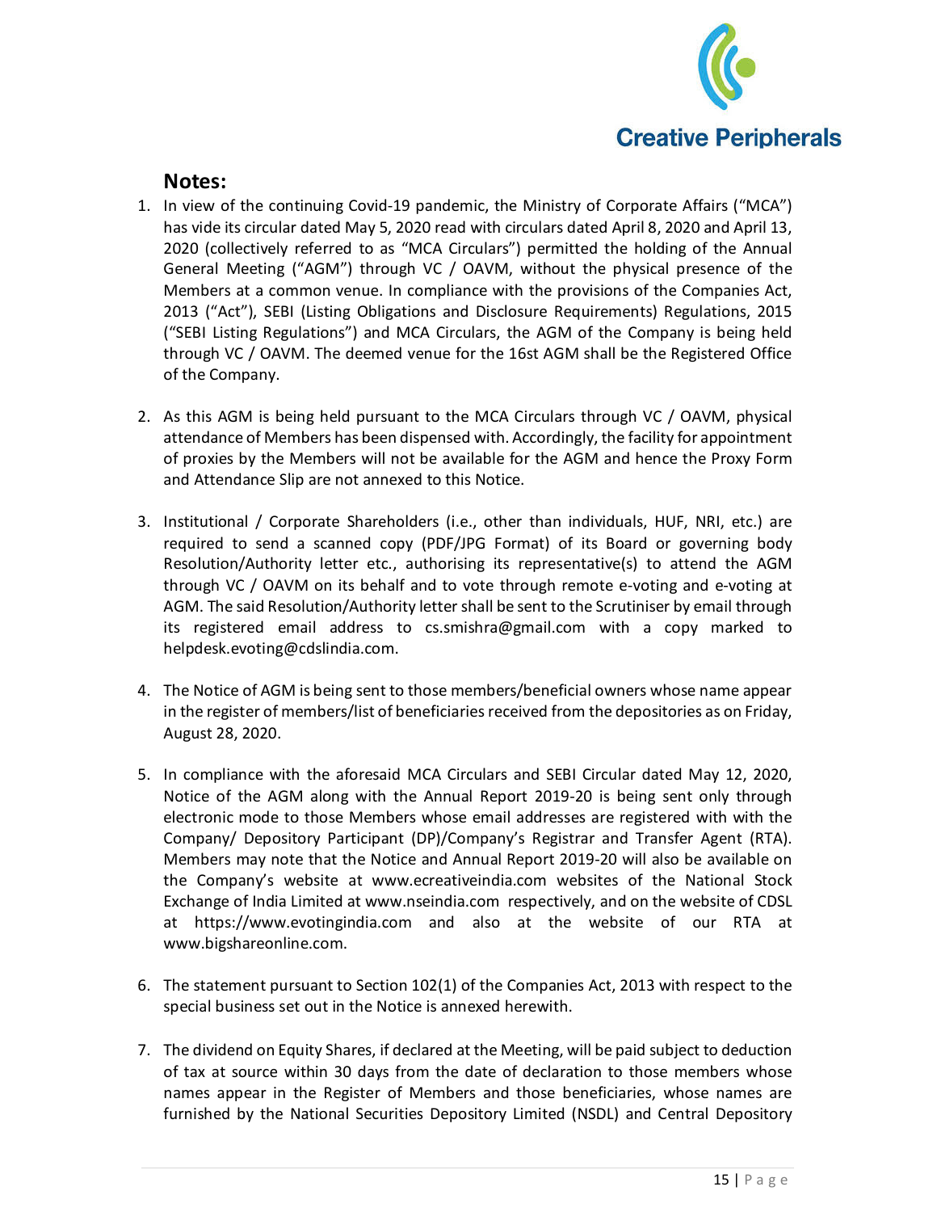## Notes:

1. In view of the continuing Covid-19 pandemic, the Ministry of Corporate Affairs ("MCA") has vide its circular dated May 5, 2020 read with circulars dated April 8, 2020 and April 13, 2020 (collectively referred to as "MCA Circulars") permitted the holding of the Annual General Meeting ("AGM") through VC / OAVM, without the physical presence of the Members at a common venue. In compliance with the provisions of the Companies Act, 2013 ("Act"), SEBI (Listing Obligations and Disclosure Requirements) Regulations, 2015 ("SEBI Listing Regulations") and MCA Circulars, the AGM of the Company is being held through VC / OAVM. The deemed venue for the 16st AGM shall be the Registered Office of the Company.

2. As this AGM is being held pursuant to the MCA Circulars through VC / OAVM, physical attendance of Members has been dispensed with. Accordingly, the facility for appointment of proxies by the Members will not be available for the AGM and hence the Proxy Form and Attendance Slip are not annexed to this Notice.

3. Institutional / Corporate Shareholders (i.e., other than individuals, HUF, NRI, etc.) are required to send a scanned copy (PDF/JPG Format) of its Board or governing body Resolution/Authority letter etc., authorising its representative(s) to attend the AGM through VC / OAVM on its behalf and to vote through remote e-voting and e-voting at AGM. The said Resolution/Authority letter shall be sent to the Scrutiniser by email through its registered email address to cs.smishra@gmail.com with a copy marked to helpdesk.evoting@cdslindia.com.

4. The Notice of AGM is being sent to those members/beneficial owners whose name appear in the register of members/list of beneficiaries received from the depositories as on Friday, August 28, 2020.

5. In compliance with the aforesaid MCA Circulars and SEBI Circular dated May 12, 2020, Notice of the AGM along with the Annual Report 2019-20 is being sent only through electronic mode to those Members whose email addresses are registered with with the Company/ Depository Participant (DP)/Company's Registrar and Transfer Agent (RTA). Members may note that the Notice and Annual Report 2019-20 will also be available on the Company's website at www.ecreativeindia.com websites of the National Stock Exchange of India Limited at www.nseindia.com respectively, and on the website of CDSL at https://www.evotingindia.com and also at the website of our RTA at www.bigshareonline.com.

6. The statement pursuant to Section 102(1) of the Companies Act, 2013 with respect to the special business set out in the Notice is annexed herewith.

7. The dividend on Equity Shares, if declared at the Meeting, will be paid subject to deduction of tax at source within 30 days from the date of declaration to those members whose names appear in the Register of Members and those beneficiaries, whose names are furnished by the National Securities Depository Limited (NSDL) and Central Depository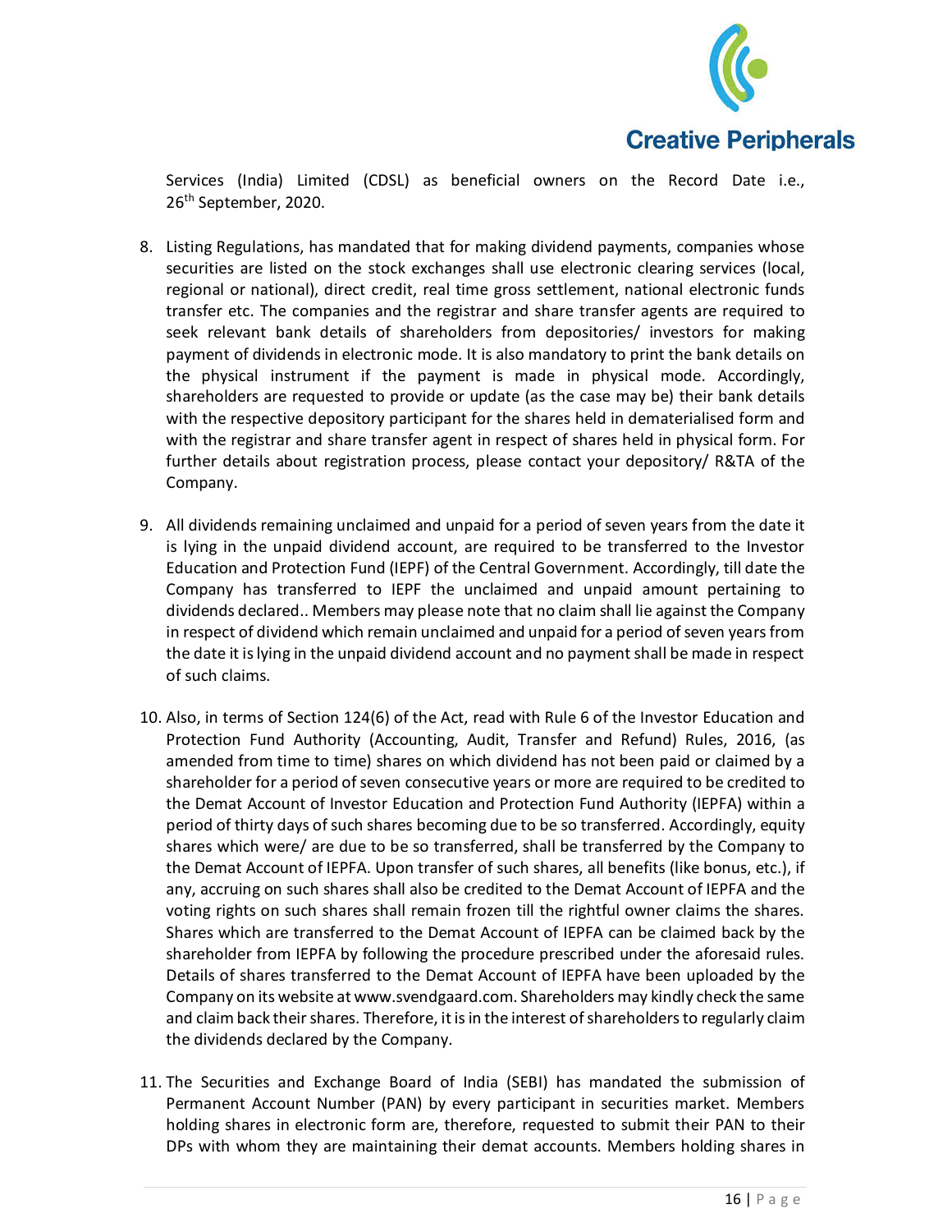Services (India) Limited (CDSL) as beneficial owners on the Record Date i.e., 26th September, 2020.

8. Listing Regulations, has mandated that for making dividend payments, companies whose securities are listed on the stock exchanges shall use electronic clearing services (local, regional or national), direct credit, real time gross settlement, national electronic funds transfer etc. The companies and the registrar and share transfer agents are required to seek relevant bank details of shareholders from depositories/ investors for making payment of dividends in electronic mode. It is also mandatory to print the bank details on the physical instrument if the payment is made in physical mode. Accordingly, shareholders are requested to provide or update (as the case may be) their bank details with the respective depository participant for the shares held in dematerialised form and with the registrar and share transfer agent in respect of shares held in physical form. For further details about registration process, please contact your depository/ R&TA of the Company.

9. All dividends remaining unclaimed and unpaid for a period of seven years from the date it is lying in the unpaid dividend account, are required to be transferred to the Investor Education and Protection Fund (IEPF) of the Central Government. Accordingly, till date the Company has transferred to IEPF the unclaimed and unpaid amount pertaining to dividends declared.. Members may please note that no claim shall lie against the Company in respect of dividend which remain unclaimed and unpaid for a period of seven years from the date it is lying in the unpaid dividend account and no payment shall be made in respect of such claims.

10. Also, in terms of Section 124(6) of the Act, read with Rule 6 of the Investor Education and Protection Fund Authority (Accounting, Audit, Transfer and Refund) Rules, 2016, (as amended from time to time) shares on which dividend has not been paid or claimed by a shareholder for a period of seven consecutive years or more are required to be credited to the Demat Account of Investor Education and Protection Fund Authority (IEPFA) within a period of thirty days of such shares becoming due to be so transferred. Accordingly, equity shares which were/ are due to be so transferred, shall be transferred by the Company to the Demat Account of IEPFA. Upon transfer of such shares, all benefits (like bonus, etc.), if any, accruing on such shares shall also be credited to the Demat Account of IEPFA and the voting rights on such shares shall remain frozen till the rightful owner claims the shares. Shares which are transferred to the Demat Account of IEPFA can be claimed back by the shareholder from IEPFA by following the procedure prescribed under the aforesaid rules. Details of shares transferred to the Demat Account of IEPFA have been uploaded by the Company on its website at www.svendgaard.com. Shareholders may kindly check the same and claim back their shares. Therefore, it is in the interest of shareholders to regularly claim the dividends declared by the Company.

11. The Securities and Exchange Board of India (SEBI) has mandated the submission of Permanent Account Number (PAN) by every participant in securities market. Members holding shares in electronic form are, therefore, requested to submit their PAN to their DPs with whom they are maintaining their demat accounts. Members holding shares in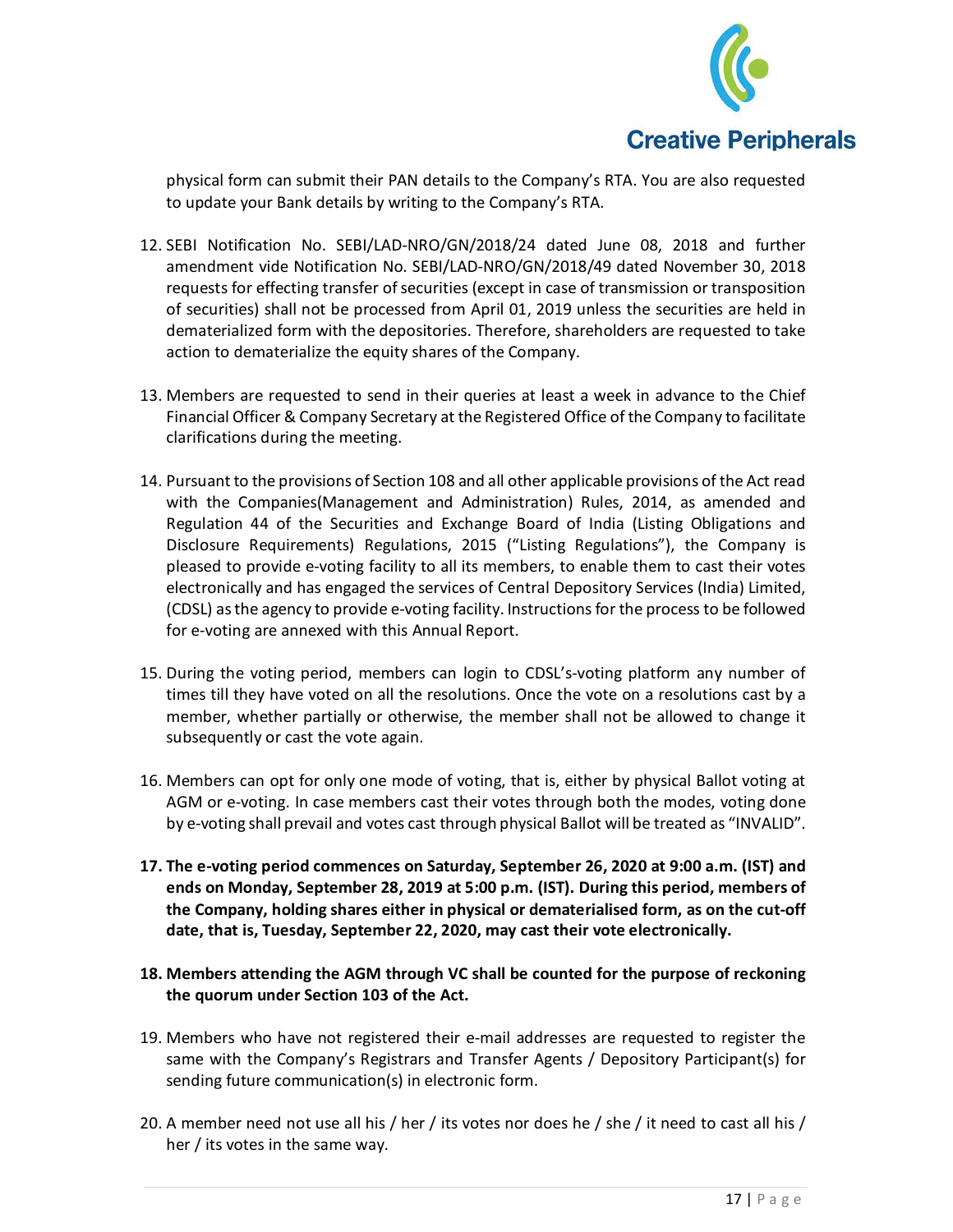physical form can submit their PAN details to the Company's RTA. You are also requested to update your Bank details by writing to the Company's RTA.

12. SEBI Notification No. SEBI/LAD-NRO/GN/2018/24 dated June 08, 2018 and further amendment vide Notification No. SEBI/LAD-NRO/GN/2018/49 dated November 30, 2018 requests for effecting transfer of securities (except in case of transmission or transposition of securities) shall not be processed from April 01, 2019 unless the securities are held in dematerialized form with the depositories. Therefore, shareholders are requested to take action to dematerialize the equity shares of the Company.

13. Members are requested to send in their queries at least a week in advance to the Chief Financial Officer & Company Secretary at the Registered Office of the Company to facilitate clarifications during the meeting.

14. Pursuant to the provisions of Section 108 and all other applicable provisions of the Act read with the Companies(Management and Administration) Rules, 2014, as amended and Regulation 44 of the Securities and Exchange Board of India (Listing Obligations and Disclosure Requirements) Regulations, 2015 ("Listing Regulations"), the Company is pleased to provide e-voting facility to all its members, to enable them to cast their votes electronically and has engaged the services of Central Depository Services (India) Limited, (CDSL) as the agency to provide e-voting facility. Instructions for the process to be followed for e-voting are annexed with this Annual Report.

15. During the voting period, members can login to CDSL's-voting platform any number of times till they have voted on all the resolutions. Once the vote on a resolutions cast by a member, whether partially or otherwise, the member shall not be allowed to change it subsequently or cast the vote again.

16. Members can opt for only one mode of voting, that is, either by physical Ballot voting at AGM or e-voting. In case members cast their votes through both the modes, voting done by e-voting shall prevail and votes cast through physical Ballot will be treated as "INVALID".

17. **The e-voting period commences on Saturday, September 26, 2020 at 9:00 a.m. (IST) and ends on Monday, September 28, 2019 at 5:00 p.m. (IST). During this period, members of the Company, holding shares either in physical or dematerialised form, as on the cut-off date, that is, Tuesday, September 22, 2020, may cast their vote electronically.**

18. **Members attending the AGM through VC shall be counted for the purpose of reckoning the quorum under Section 103 of the Act.**

19. Members who have not registered their e-mail addresses are requested to register the same with the Company's Registrars and Transfer Agents / Depository Participant(s) for sending future communication(s) in electronic form.

20. A member need not use all his / her / its votes nor does he / she / it need to cast all his / her / its votes in the same way.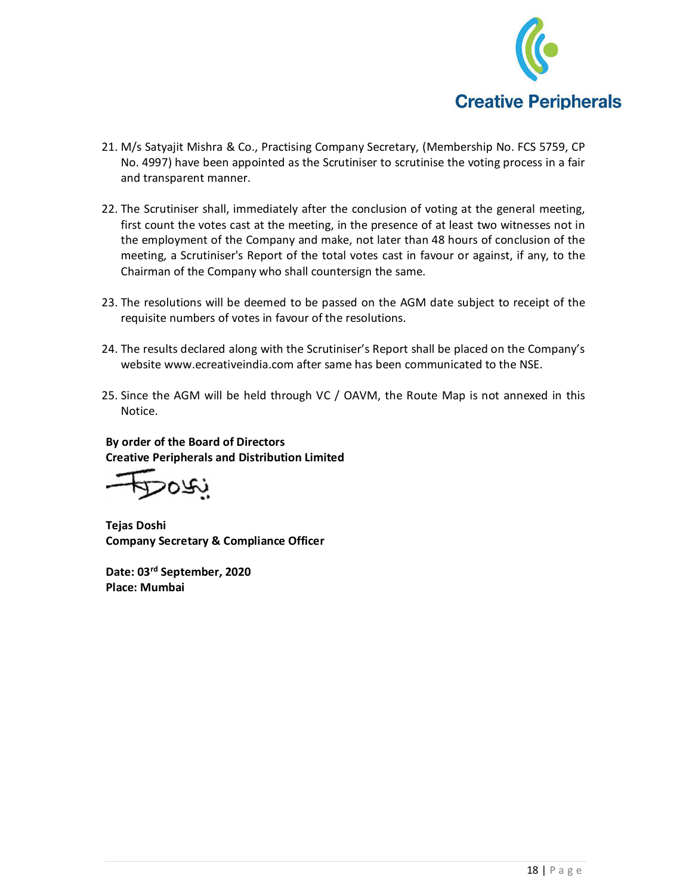21. M/s Satyajit Mishra & Co., Practising Company Secretary, (Membership No. FCS 5759, CP No. 4997) have been appointed as the Scrutiniser to scrutinise the voting process in a fair and transparent manner.

22. The Scrutiniser shall, immediately after the conclusion of voting at the general meeting, first count the votes cast at the meeting, in the presence of at least two witnesses not in the employment of the Company and make, not later than 48 hours of conclusion of the meeting, a Scrutiniser's Report of the total votes cast in favour or against, if any, to the Chairman of the Company who shall countersign the same.

23. The resolutions will be deemed to be passed on the AGM date subject to receipt of the requisite numbers of votes in favour of the resolutions.

24. The results declared along with the Scrutiniser's Report shall be placed on the Company's website www.ecreativeindia.com after same has been communicated to the NSE.

25. Since the AGM will be held through VC / OAVM, the Route Map is not annexed in this Notice.

**By order of the Board of Directors**
**Creative Peripherals and Distribution Limited**

**Tejas Doshi**
**Company Secretary & Compliance Officer**

**Date: 03rd September, 2020**
**Place: Mumbai**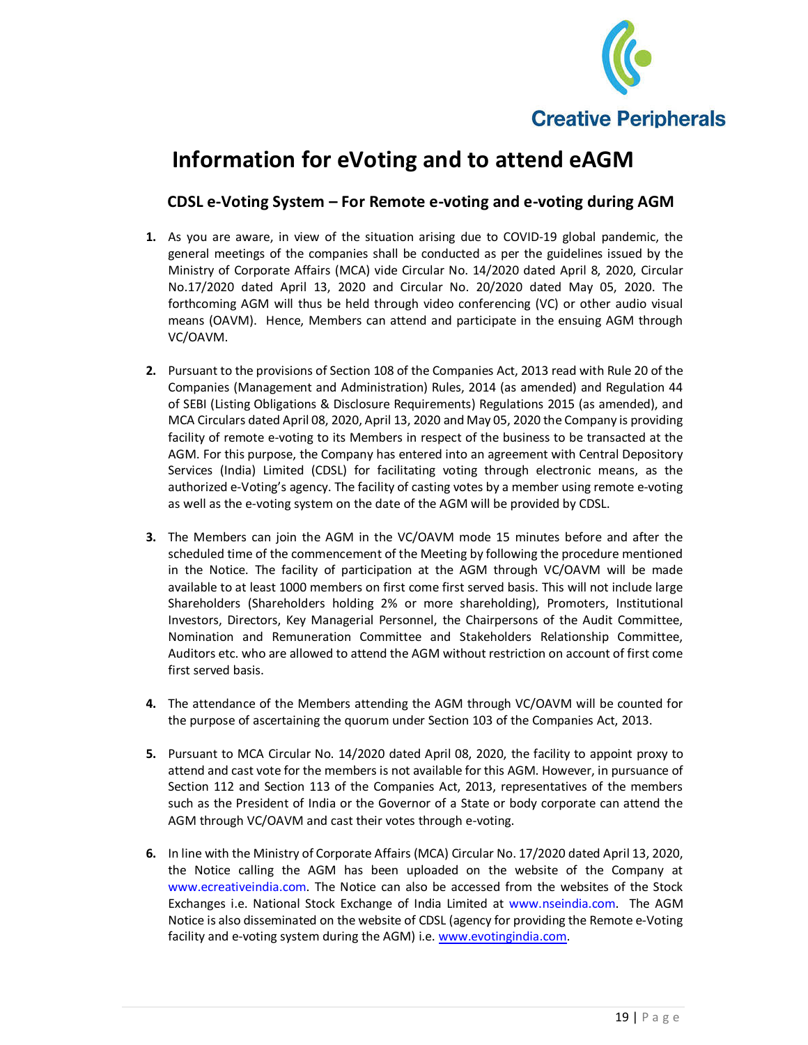# Information for eVoting and to attend eAGM

## CDSL e-Voting System – For Remote e-voting and e-voting during AGM

1. As you are aware, in view of the situation arising due to COVID-19 global pandemic, the general meetings of the companies shall be conducted as per the guidelines issued by the Ministry of Corporate Affairs (MCA) vide Circular No. 14/2020 dated April 8, 2020, Circular No.17/2020 dated April 13, 2020 and Circular No. 20/2020 dated May 05, 2020. The forthcoming AGM will thus be held through video conferencing (VC) or other audio visual means (OAVM). Hence, Members can attend and participate in the ensuing AGM through VC/OAVM.

2. Pursuant to the provisions of Section 108 of the Companies Act, 2013 read with Rule 20 of the Companies (Management and Administration) Rules, 2014 (as amended) and Regulation 44 of SEBI (Listing Obligations & Disclosure Requirements) Regulations 2015 (as amended), and MCA Circulars dated April 08, 2020, April 13, 2020 and May 05, 2020 the Company is providing facility of remote e-voting to its Members in respect of the business to be transacted at the AGM. For this purpose, the Company has entered into an agreement with Central Depository Services (India) Limited (CDSL) for facilitating voting through electronic means, as the authorized e-Voting's agency. The facility of casting votes by a member using remote e-voting as well as the e-voting system on the date of the AGM will be provided by CDSL.

3. The Members can join the AGM in the VC/OAVM mode 15 minutes before and after the scheduled time of the commencement of the Meeting by following the procedure mentioned in the Notice. The facility of participation at the AGM through VC/OAVM will be made available to at least 1000 members on first come first served basis. This will not include large Shareholders (Shareholders holding 2% or more shareholding), Promoters, Institutional Investors, Directors, Key Managerial Personnel, the Chairpersons of the Audit Committee, Nomination and Remuneration Committee and Stakeholders Relationship Committee, Auditors etc. who are allowed to attend the AGM without restriction on account of first come first served basis.

4. The attendance of the Members attending the AGM through VC/OAVM will be counted for the purpose of ascertaining the quorum under Section 103 of the Companies Act, 2013.

5. Pursuant to MCA Circular No. 14/2020 dated April 08, 2020, the facility to appoint proxy to attend and cast vote for the members is not available for this AGM. However, in pursuance of Section 112 and Section 113 of the Companies Act, 2013, representatives of the members such as the President of India or the Governor of a State or body corporate can attend the AGM through VC/OAVM and cast their votes through e-voting.

6. In line with the Ministry of Corporate Affairs (MCA) Circular No. 17/2020 dated April 13, 2020, the Notice calling the AGM has been uploaded on the website of the Company at www.ecreativeindia.com. The Notice can also be accessed from the websites of the Stock Exchanges i.e. National Stock Exchange of India Limited at www.nseindia.com. The AGM Notice is also disseminated on the website of CDSL (agency for providing the Remote e-Voting facility and e-voting system during the AGM) i.e. www.evotingindia.com.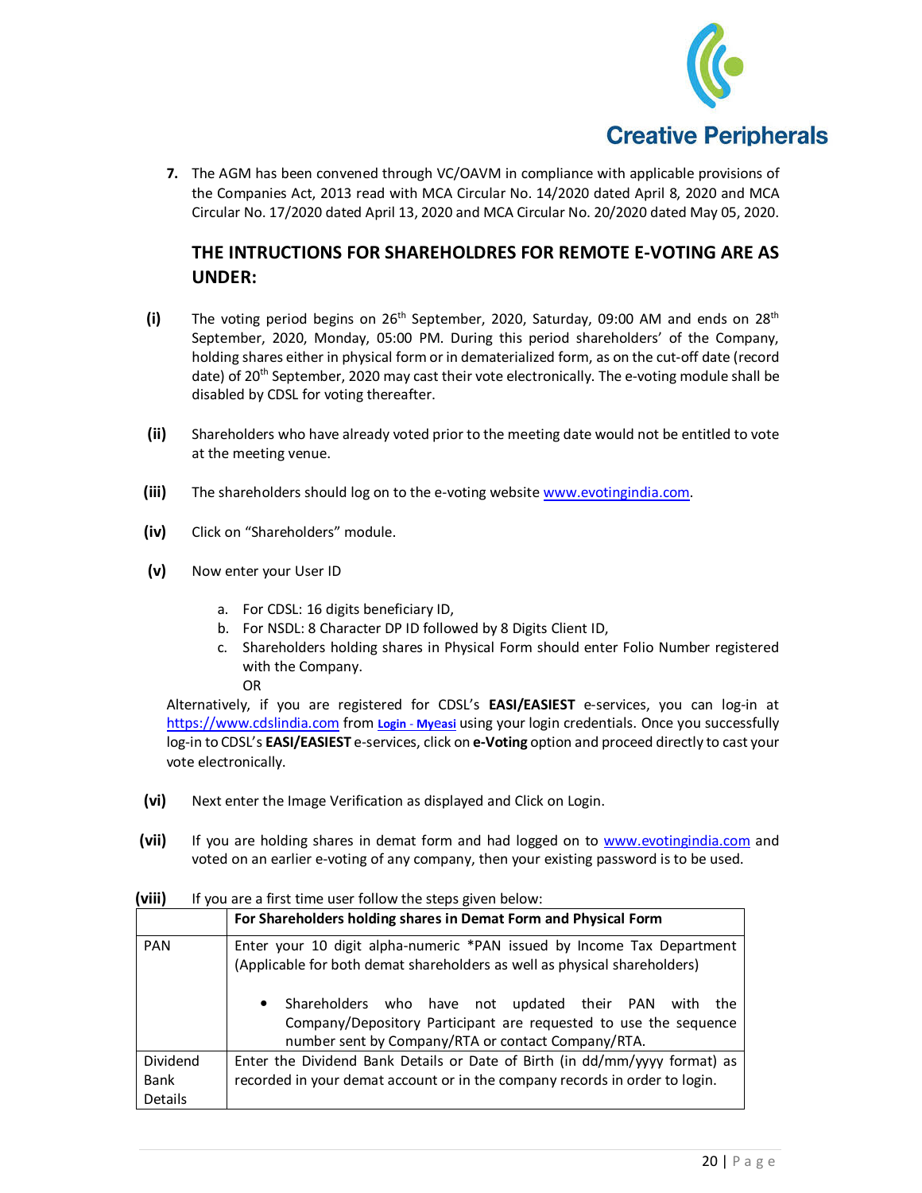7. The AGM has been convened through VC/OAVM in compliance with applicable provisions of the Companies Act, 2013 read with MCA Circular No. 14/2020 dated April 8, 2020 and MCA Circular No. 17/2020 dated April 13, 2020 and MCA Circular No. 20/2020 dated May 05, 2020.

## THE INTRUCTIONS FOR SHAREHOLDRES FOR REMOTE E-VOTING ARE AS UNDER:

**(i)** The voting period begins on 26th September, 2020, Saturday, 09:00 AM and ends on 28th September, 2020, Monday, 05:00 PM. During this period shareholders' of the Company, holding shares either in physical form or in dematerialized form, as on the cut-off date (record date) of 20th September, 2020 may cast their vote electronically. The e-voting module shall be disabled by CDSL for voting thereafter.

**(ii)** Shareholders who have already voted prior to the meeting date would not be entitled to vote at the meeting venue.

**(iii)** The shareholders should log on to the e-voting website www.evotingindia.com.

**(iv)** Click on "Shareholders" module.

**(v)** Now enter your User ID

a. For CDSL: 16 digits beneficiary ID,
b. For NSDL: 8 Character DP ID followed by 8 Digits Client ID,
c. Shareholders holding shares in Physical Form should enter Folio Number registered with the Company.
OR

Alternatively, if you are registered for CDSL's **EASI/EASIEST** e-services, you can log-in at https://www.cdslindia.com from **Login - MyEasi** using your login credentials. Once you successfully log-in to CDSL's **EASI/EASIEST** e-services, click on **e-Voting** option and proceed directly to cast your vote electronically.

**(vi)** Next enter the Image Verification as displayed and Click on Login.

**(vii)** If you are holding shares in demat form and had logged on to www.evotingindia.com and voted on an earlier e-voting of any company, then your existing password is to be used.

**(viii)** If you are a first time user follow the steps given below:

| | For Shareholders holding shares in Demat Form and Physical Form |
|---|---|
| PAN | Enter your 10 digit alpha-numeric *PAN issued by Income Tax Department (Applicable for both demat shareholders as well as physical shareholders)<br><br>• Shareholders who have not updated their PAN with the Company/Depository Participant are requested to use the sequence number sent by Company/RTA or contact Company/RTA. |
| Dividend Bank Details | Enter the Dividend Bank Details or Date of Birth (in dd/mm/yyyy format) as recorded in your demat account or in the company records in order to login. |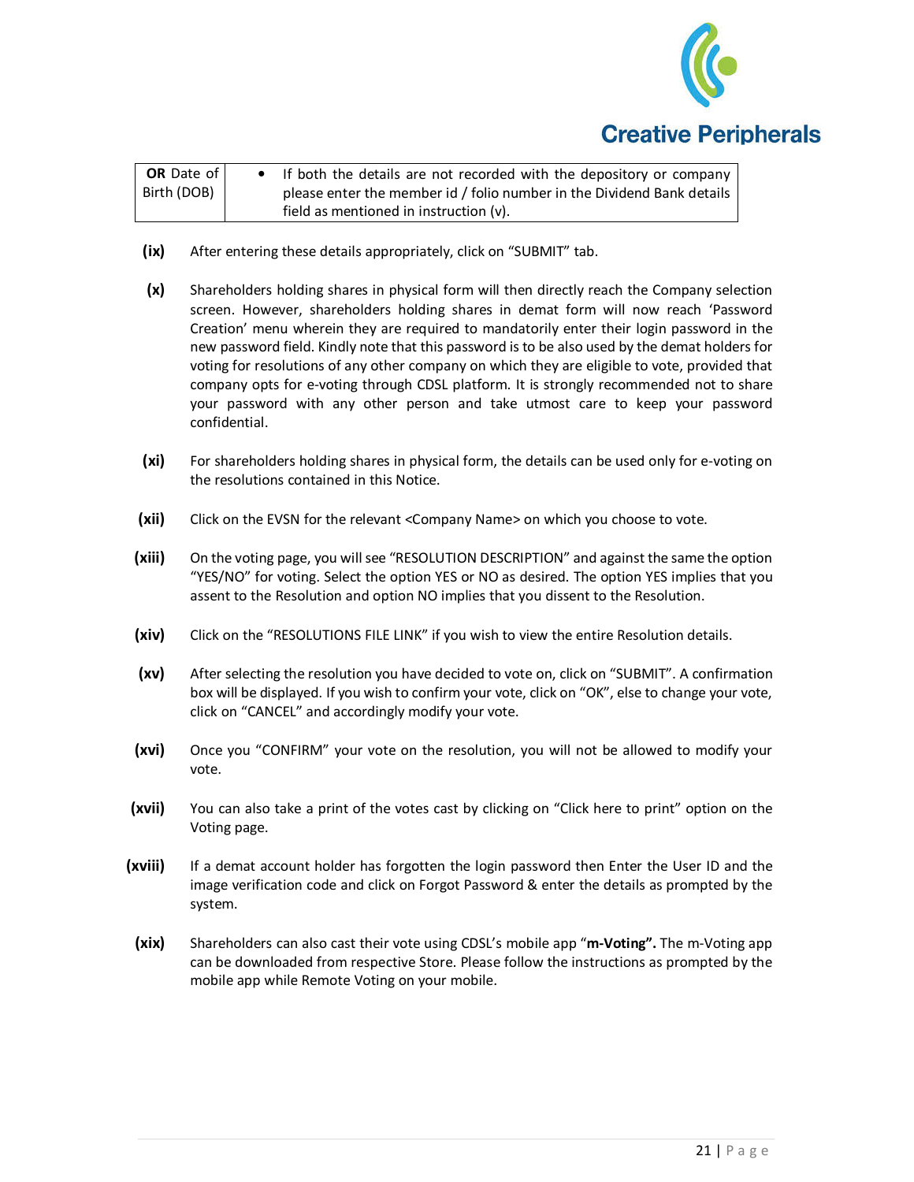| **OR** Date of Birth (DOB) | • If both the details are not recorded with the depository or company please enter the member id / folio number in the Dividend Bank details field as mentioned in instruction (v). |
|---|---|

**(ix)** After entering these details appropriately, click on "SUBMIT" tab.

**(x)** Shareholders holding shares in physical form will then directly reach the Company selection screen. However, shareholders holding shares in demat form will now reach 'Password Creation' menu wherein they are required to mandatorily enter their login password in the new password field. Kindly note that this password is to be also used by the demat holders for voting for resolutions of any other company on which they are eligible to vote, provided that company opts for e-voting through CDSL platform. It is strongly recommended not to share your password with any other person and take utmost care to keep your password confidential.

**(xi)** For shareholders holding shares in physical form, the details can be used only for e-voting on the resolutions contained in this Notice.

**(xii)** Click on the EVSN for the relevant <Company Name> on which you choose to vote.

**(xiii)** On the voting page, you will see "RESOLUTION DESCRIPTION" and against the same the option "YES/NO" for voting. Select the option YES or NO as desired. The option YES implies that you assent to the Resolution and option NO implies that you dissent to the Resolution.

**(xiv)** Click on the "RESOLUTIONS FILE LINK" if you wish to view the entire Resolution details.

**(xv)** After selecting the resolution you have decided to vote on, click on "SUBMIT". A confirmation box will be displayed. If you wish to confirm your vote, click on "OK", else to change your vote, click on "CANCEL" and accordingly modify your vote.

**(xvi)** Once you "CONFIRM" your vote on the resolution, you will not be allowed to modify your vote.

**(xvii)** You can also take a print of the votes cast by clicking on "Click here to print" option on the Voting page.

**(xviii)** If a demat account holder has forgotten the login password then Enter the User ID and the image verification code and click on Forgot Password & enter the details as prompted by the system.

**(xix)** Shareholders can also cast their vote using CDSL's mobile app "**m-Voting".** The m-Voting app can be downloaded from respective Store. Please follow the instructions as prompted by the mobile app while Remote Voting on your mobile.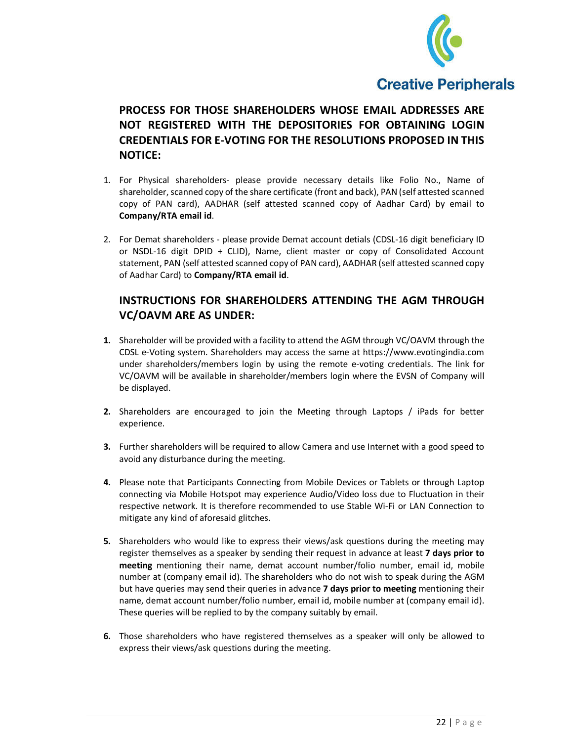## PROCESS FOR THOSE SHAREHOLDERS WHOSE EMAIL ADDRESSES ARE NOT REGISTERED WITH THE DEPOSITORIES FOR OBTAINING LOGIN CREDENTIALS FOR E-VOTING FOR THE RESOLUTIONS PROPOSED IN THIS NOTICE:

1. For Physical shareholders- please provide necessary details like Folio No., Name of shareholder, scanned copy of the share certificate (front and back), PAN (self attested scanned copy of PAN card), AADHAR (self attested scanned copy of Aadhar Card) by email to **Company/RTA email id**.

2. For Demat shareholders - please provide Demat account detials (CDSL-16 digit beneficiary ID or NSDL-16 digit DPID + CLID), Name, client master or copy of Consolidated Account statement, PAN (self attested scanned copy of PAN card), AADHAR (self attested scanned copy of Aadhar Card) to **Company/RTA email id**.

## INSTRUCTIONS FOR SHAREHOLDERS ATTENDING THE AGM THROUGH VC/OAVM ARE AS UNDER:

1. Shareholder will be provided with a facility to attend the AGM through VC/OAVM through the CDSL e-Voting system. Shareholders may access the same at https://www.evotingindia.com under shareholders/members login by using the remote e-voting credentials. The link for VC/OAVM will be available in shareholder/members login where the EVSN of Company will be displayed.

2. Shareholders are encouraged to join the Meeting through Laptops / iPads for better experience.

3. Further shareholders will be required to allow Camera and use Internet with a good speed to avoid any disturbance during the meeting.

4. Please note that Participants Connecting from Mobile Devices or Tablets or through Laptop connecting via Mobile Hotspot may experience Audio/Video loss due to Fluctuation in their respective network. It is therefore recommended to use Stable Wi-Fi or LAN Connection to mitigate any kind of aforesaid glitches.

5. Shareholders who would like to express their views/ask questions during the meeting may register themselves as a speaker by sending their request in advance at least **7 days prior to meeting** mentioning their name, demat account number/folio number, email id, mobile number at (company email id). The shareholders who do not wish to speak during the AGM but have queries may send their queries in advance **7 days prior to meeting** mentioning their name, demat account number/folio number, email id, mobile number at (company email id). These queries will be replied to by the company suitably by email.

6. Those shareholders who have registered themselves as a speaker will only be allowed to express their views/ask questions during the meeting.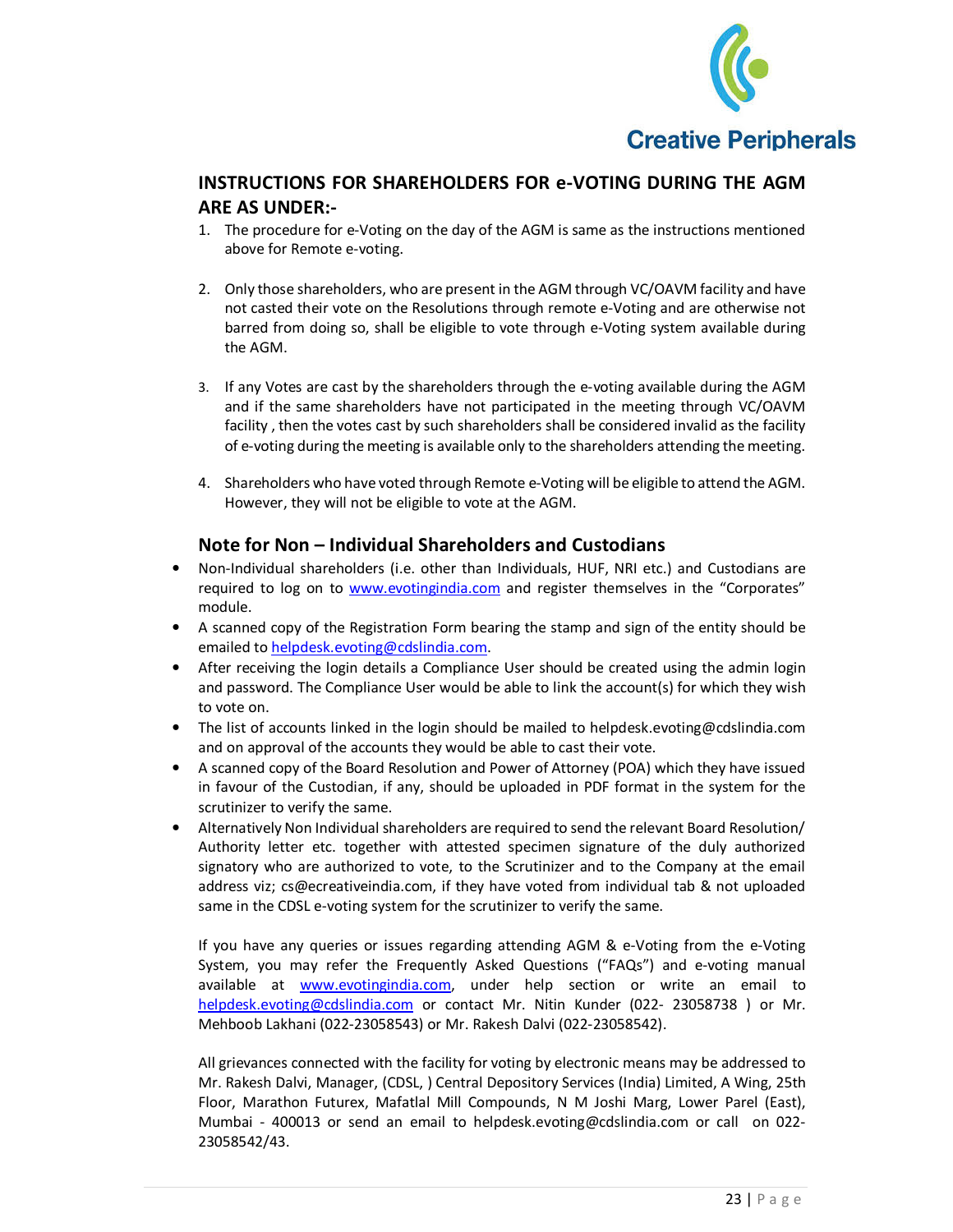## INSTRUCTIONS FOR SHAREHOLDERS FOR e-VOTING DURING THE AGM ARE AS UNDER:-

1. The procedure for e-Voting on the day of the AGM is same as the instructions mentioned above for Remote e-voting.

2. Only those shareholders, who are present in the AGM through VC/OAVM facility and have not casted their vote on the Resolutions through remote e-Voting and are otherwise not barred from doing so, shall be eligible to vote through e-Voting system available during the AGM.

3. If any Votes are cast by the shareholders through the e-voting available during the AGM and if the same shareholders have not participated in the meeting through VC/OAVM facility , then the votes cast by such shareholders shall be considered invalid as the facility of e-voting during the meeting is available only to the shareholders attending the meeting.

4. Shareholders who have voted through Remote e-Voting will be eligible to attend the AGM. However, they will not be eligible to vote at the AGM.

### Note for Non – Individual Shareholders and Custodians

- Non-Individual shareholders (i.e. other than Individuals, HUF, NRI etc.) and Custodians are required to log on to www.evotingindia.com and register themselves in the "Corporates" module.
- A scanned copy of the Registration Form bearing the stamp and sign of the entity should be emailed to helpdesk.evoting@cdslindia.com.
- After receiving the login details a Compliance User should be created using the admin login and password. The Compliance User would be able to link the account(s) for which they wish to vote on.
- The list of accounts linked in the login should be mailed to helpdesk.evoting@cdslindia.com and on approval of the accounts they would be able to cast their vote.
- A scanned copy of the Board Resolution and Power of Attorney (POA) which they have issued in favour of the Custodian, if any, should be uploaded in PDF format in the system for the scrutinizer to verify the same.
- Alternatively Non Individual shareholders are required to send the relevant Board Resolution/ Authority letter etc. together with attested specimen signature of the duly authorized signatory who are authorized to vote, to the Scrutinizer and to the Company at the email address viz; cs@ecreativeindia.com, if they have voted from individual tab & not uploaded same in the CDSL e-voting system for the scrutinizer to verify the same.

If you have any queries or issues regarding attending AGM & e-Voting from the e-Voting System, you may refer the Frequently Asked Questions ("FAQs") and e-voting manual available at www.evotingindia.com, under help section or write an email to helpdesk.evoting@cdslindia.com or contact Mr. Nitin Kunder (022- 23058738 ) or Mr. Mehboob Lakhani (022-23058543) or Mr. Rakesh Dalvi (022-23058542).

All grievances connected with the facility for voting by electronic means may be addressed to Mr. Rakesh Dalvi, Manager, (CDSL, ) Central Depository Services (India) Limited, A Wing, 25th Floor, Marathon Futurex, Mafatlal Mill Compounds, N M Joshi Marg, Lower Parel (East), Mumbai - 400013 or send an email to helpdesk.evoting@cdslindia.com or call on 022-23058542/43.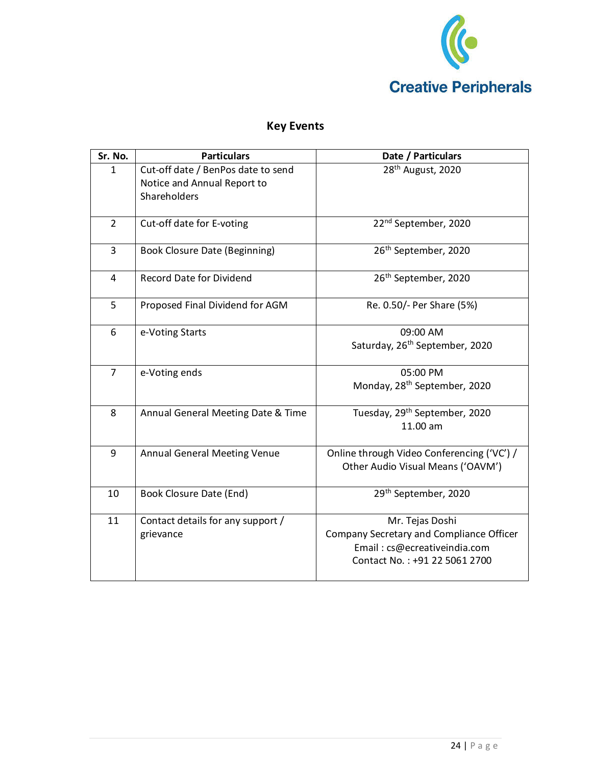Creative Peripherals

## Key Events

| Sr. No. | Particulars | Date / Particulars |
|---|---|---|
| 1 | Cut-off date / BenPos date to send Notice and Annual Report to Shareholders | 28th August, 2020 |
| 2 | Cut-off date for E-voting | 22nd September, 2020 |
| 3 | Book Closure Date (Beginning) | 26th September, 2020 |
| 4 | Record Date for Dividend | 26th September, 2020 |
| 5 | Proposed Final Dividend for AGM | Re. 0.50/- Per Share (5%) |
| 6 | e-Voting Starts | 09:00 AM<br>Saturday, 26th September, 2020 |
| 7 | e-Voting ends | 05:00 PM<br>Monday, 28th September, 2020 |
| 8 | Annual General Meeting Date & Time | Tuesday, 29th September, 2020<br>11.00 am |
| 9 | Annual General Meeting Venue | Online through Video Conferencing ('VC') / Other Audio Visual Means ('OAVM') |
| 10 | Book Closure Date (End) | 29th September, 2020 |
| 11 | Contact details for any support / grievance | Mr. Tejas Doshi<br>Company Secretary and Compliance Officer<br>Email : cs@ecreativeindia.com<br>Contact No. : +91 22 5061 2700 |